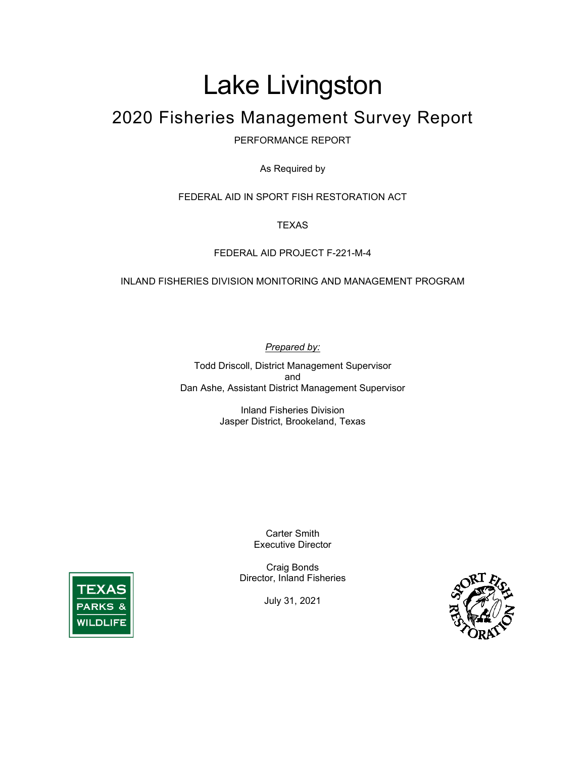# Lake Livingston

## 2020 Fisheries Management Survey Report

PERFORMANCE REPORT

As Required by

FEDERAL AID IN SPORT FISH RESTORATION ACT

TEXAS

FEDERAL AID PROJECT F-221-M-4

INLAND FISHERIES DIVISION MONITORING AND MANAGEMENT PROGRAM

*Prepared by:*

Todd Driscoll, District Management Supervisor
and
Dan Ashe, Assistant District Management Supervisor

Inland Fisheries Division
Jasper District, Brookeland, Texas

Carter Smith
Executive Director

Craig Bonds
Director, Inland Fisheries

July 31, 2021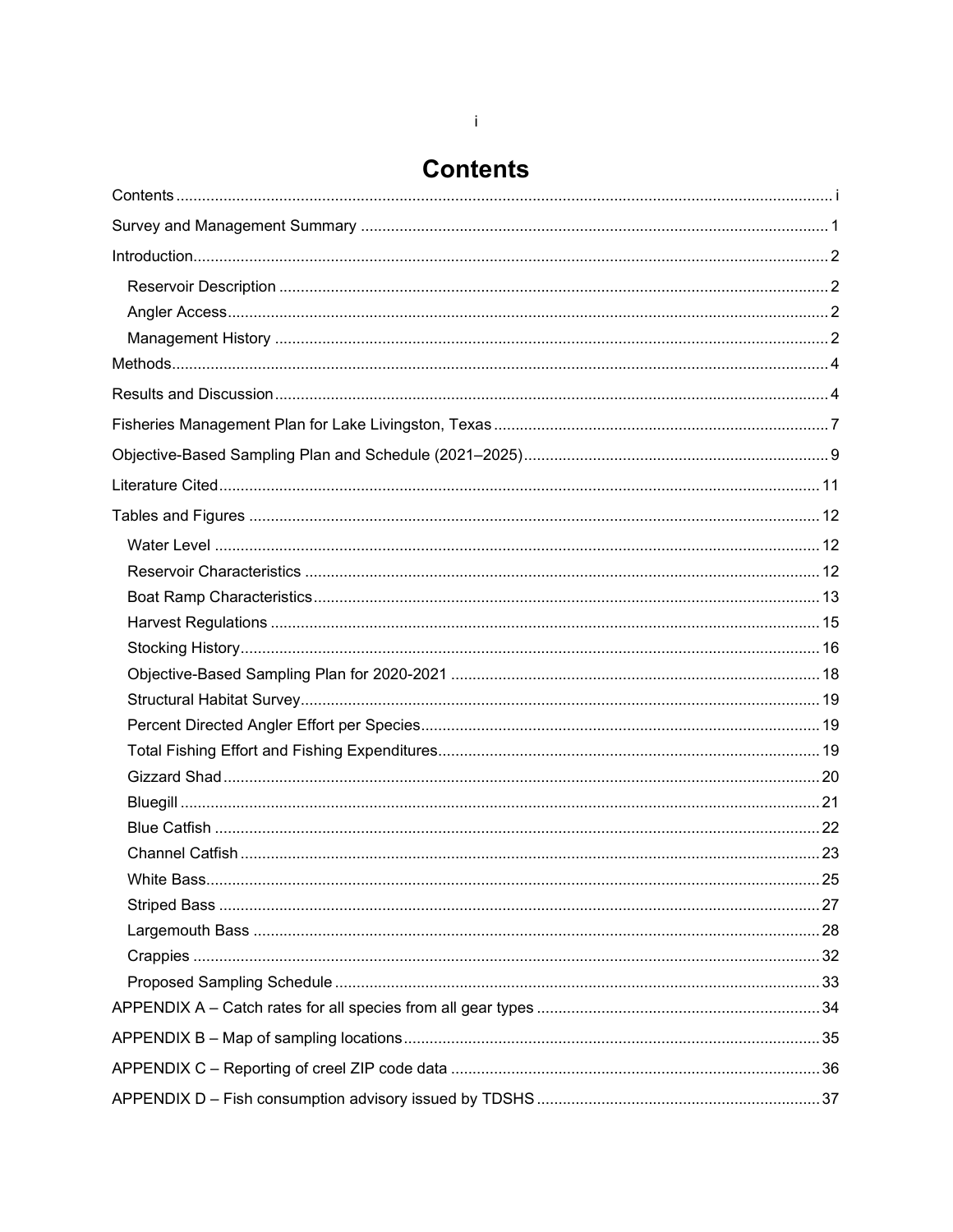# Contents

Contents ... i

Survey and Management Summary ... 1

Introduction ... 2

- Reservoir Description ... 2
- Angler Access ... 2
- Management History ... 2

Methods ... 4

Results and Discussion ... 4

Fisheries Management Plan for Lake Livingston, Texas ... 7

Objective-Based Sampling Plan and Schedule (2021–2025) ... 9

Literature Cited ... 11

Tables and Figures ... 12

- Water Level ... 12
- Reservoir Characteristics ... 12
- Boat Ramp Characteristics ... 13
- Harvest Regulations ... 15
- Stocking History ... 16
- Objective-Based Sampling Plan for 2020-2021 ... 18
- Structural Habitat Survey ... 19
- Percent Directed Angler Effort per Species ... 19
- Total Fishing Effort and Fishing Expenditures ... 19
- Gizzard Shad ... 20
- Bluegill ... 21
- Blue Catfish ... 22
- Channel Catfish ... 23
- White Bass ... 25
- Striped Bass ... 27
- Largemouth Bass ... 28
- Crappies ... 32
- Proposed Sampling Schedule ... 33

APPENDIX A – Catch rates for all species from all gear types ... 34

APPENDIX B – Map of sampling locations ... 35

APPENDIX C – Reporting of creel ZIP code data ... 36

APPENDIX D – Fish consumption advisory issued by TDSHS ... 37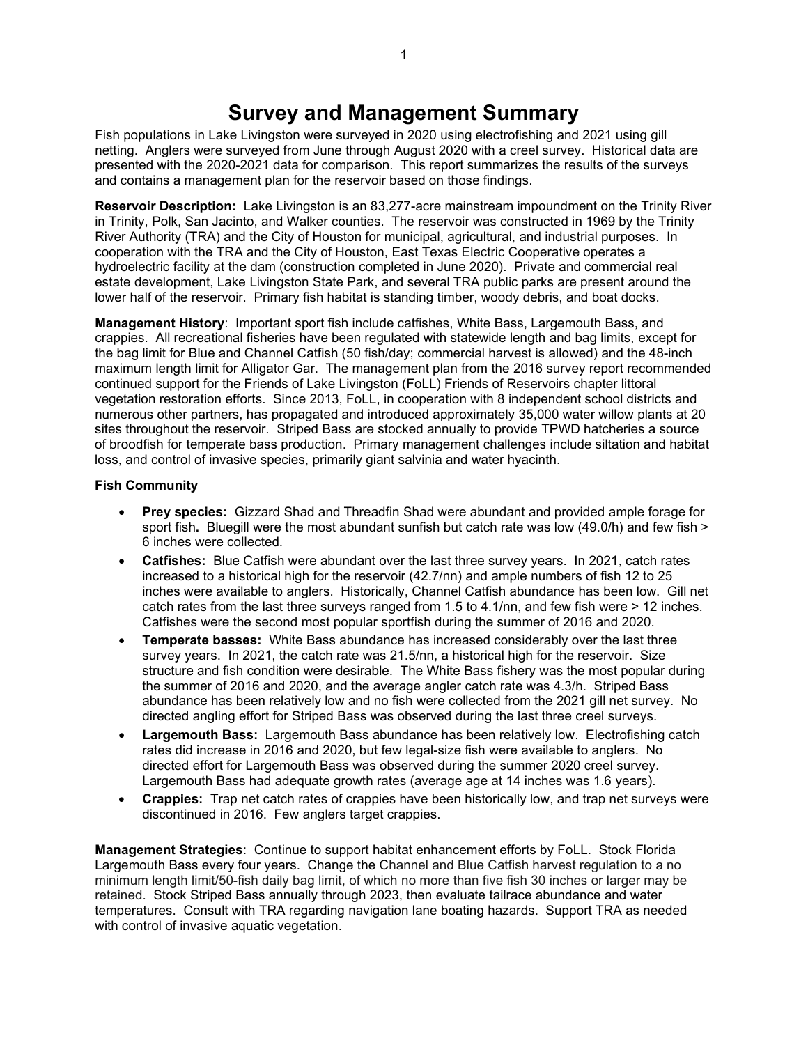# Survey and Management Summary

Fish populations in Lake Livingston were surveyed in 2020 using electrofishing and 2021 using gill netting. Anglers were surveyed from June through August 2020 with a creel survey. Historical data are presented with the 2020-2021 data for comparison. This report summarizes the results of the surveys and contains a management plan for the reservoir based on those findings.

**Reservoir Description:** Lake Livingston is an 83,277-acre mainstream impoundment on the Trinity River in Trinity, Polk, San Jacinto, and Walker counties. The reservoir was constructed in 1969 by the Trinity River Authority (TRA) and the City of Houston for municipal, agricultural, and industrial purposes. In cooperation with the TRA and the City of Houston, East Texas Electric Cooperative operates a hydroelectric facility at the dam (construction completed in June 2020). Private and commercial real estate development, Lake Livingston State Park, and several TRA public parks are present around the lower half of the reservoir. Primary fish habitat is standing timber, woody debris, and boat docks.

**Management History**: Important sport fish include catfishes, White Bass, Largemouth Bass, and crappies. All recreational fisheries have been regulated with statewide length and bag limits, except for the bag limit for Blue and Channel Catfish (50 fish/day; commercial harvest is allowed) and the 48-inch maximum length limit for Alligator Gar. The management plan from the 2016 survey report recommended continued support for the Friends of Lake Livingston (FoLL) Friends of Reservoirs chapter littoral vegetation restoration efforts. Since 2013, FoLL, in cooperation with 8 independent school districts and numerous other partners, has propagated and introduced approximately 35,000 water willow plants at 20 sites throughout the reservoir. Striped Bass are stocked annually to provide TPWD hatcheries a source of broodfish for temperate bass production. Primary management challenges include siltation and habitat loss, and control of invasive species, primarily giant salvinia and water hyacinth.

**Fish Community**

- **Prey species:** Gizzard Shad and Threadfin Shad were abundant and provided ample forage for sport fish. Bluegill were the most abundant sunfish but catch rate was low (49.0/h) and few fish > 6 inches were collected.
- **Catfishes:** Blue Catfish were abundant over the last three survey years. In 2021, catch rates increased to a historical high for the reservoir (42.7/nn) and ample numbers of fish 12 to 25 inches were available to anglers. Historically, Channel Catfish abundance has been low. Gill net catch rates from the last three surveys ranged from 1.5 to 4.1/nn, and few fish were > 12 inches. Catfishes were the second most popular sportfish during the summer of 2016 and 2020.
- **Temperate basses:** White Bass abundance has increased considerably over the last three survey years. In 2021, the catch rate was 21.5/nn, a historical high for the reservoir. Size structure and fish condition were desirable. The White Bass fishery was the most popular during the summer of 2016 and 2020, and the average angler catch rate was 4.3/h. Striped Bass abundance has been relatively low and no fish were collected from the 2021 gill net survey. No directed angling effort for Striped Bass was observed during the last three creel surveys.
- **Largemouth Bass:** Largemouth Bass abundance has been relatively low. Electrofishing catch rates did increase in 2016 and 2020, but few legal-size fish were available to anglers. No directed effort for Largemouth Bass was observed during the summer 2020 creel survey. Largemouth Bass had adequate growth rates (average age at 14 inches was 1.6 years).
- **Crappies:** Trap net catch rates of crappies have been historically low, and trap net surveys were discontinued in 2016. Few anglers target crappies.

**Management Strategies**: Continue to support habitat enhancement efforts by FoLL. Stock Florida Largemouth Bass every four years. Change the Channel and Blue Catfish harvest regulation to a no minimum length limit/50-fish daily bag limit, of which no more than five fish 30 inches or larger may be retained. Stock Striped Bass annually through 2023, then evaluate tailrace abundance and water temperatures. Consult with TRA regarding navigation lane boating hazards. Support TRA as needed with control of invasive aquatic vegetation.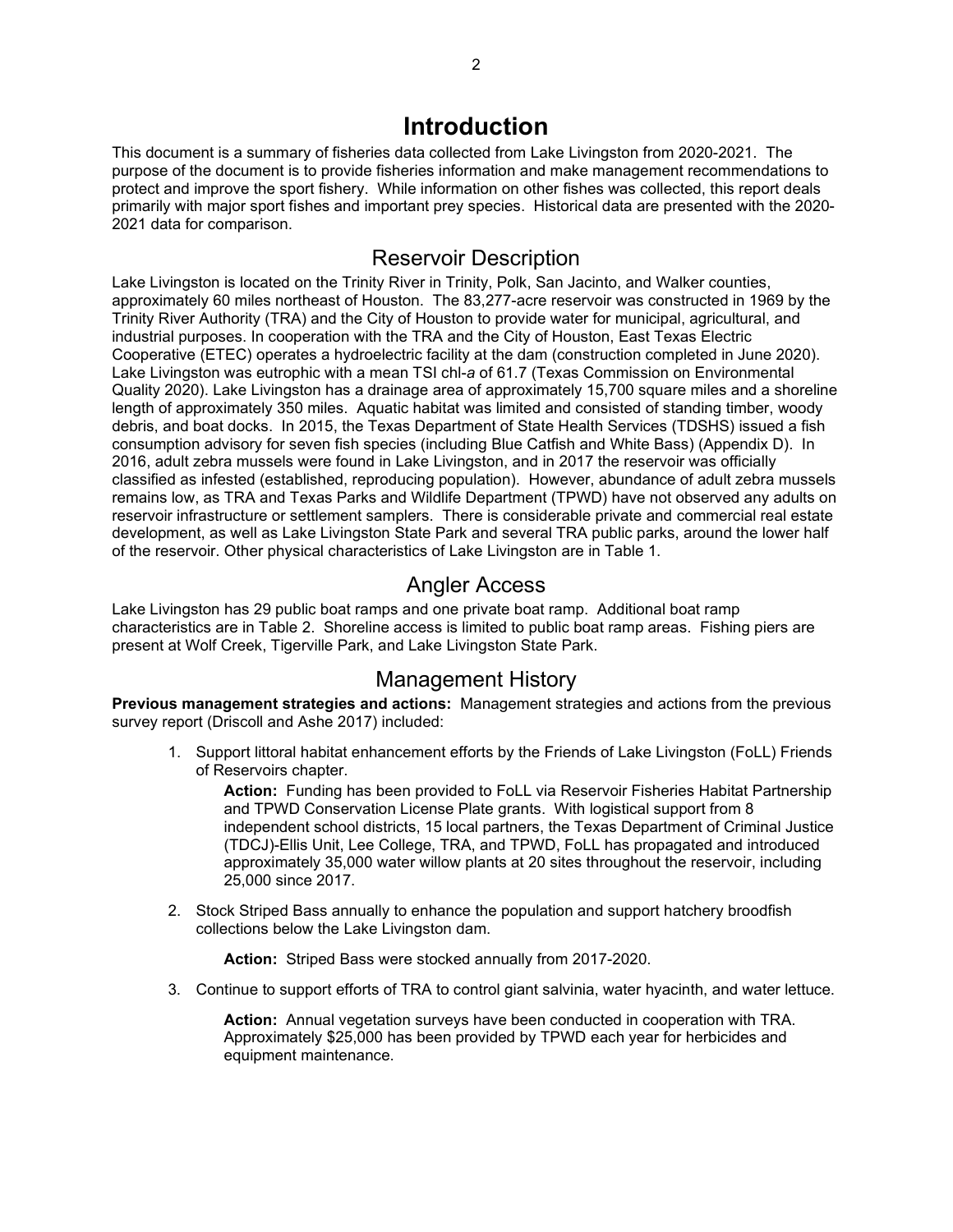# Introduction

This document is a summary of fisheries data collected from Lake Livingston from 2020-2021. The purpose of the document is to provide fisheries information and make management recommendations to protect and improve the sport fishery. While information on other fishes was collected, this report deals primarily with major sport fishes and important prey species. Historical data are presented with the 2020-2021 data for comparison.

## Reservoir Description

Lake Livingston is located on the Trinity River in Trinity, Polk, San Jacinto, and Walker counties, approximately 60 miles northeast of Houston. The 83,277-acre reservoir was constructed in 1969 by the Trinity River Authority (TRA) and the City of Houston to provide water for municipal, agricultural, and industrial purposes. In cooperation with the TRA and the City of Houston, East Texas Electric Cooperative (ETEC) operates a hydroelectric facility at the dam (construction completed in June 2020). Lake Livingston was eutrophic with a mean TSI chl-*a* of 61.7 (Texas Commission on Environmental Quality 2020). Lake Livingston has a drainage area of approximately 15,700 square miles and a shoreline length of approximately 350 miles. Aquatic habitat was limited and consisted of standing timber, woody debris, and boat docks. In 2015, the Texas Department of State Health Services (TDSHS) issued a fish consumption advisory for seven fish species (including Blue Catfish and White Bass) (Appendix D). In 2016, adult zebra mussels were found in Lake Livingston, and in 2017 the reservoir was officially classified as infested (established, reproducing population). However, abundance of adult zebra mussels remains low, as TRA and Texas Parks and Wildlife Department (TPWD) have not observed any adults on reservoir infrastructure or settlement samplers. There is considerable private and commercial real estate development, as well as Lake Livingston State Park and several TRA public parks, around the lower half of the reservoir. Other physical characteristics of Lake Livingston are in Table 1.

## Angler Access

Lake Livingston has 29 public boat ramps and one private boat ramp. Additional boat ramp characteristics are in Table 2. Shoreline access is limited to public boat ramp areas. Fishing piers are present at Wolf Creek, Tigerville Park, and Lake Livingston State Park.

## Management History

**Previous management strategies and actions:** Management strategies and actions from the previous survey report (Driscoll and Ashe 2017) included:

1. Support littoral habitat enhancement efforts by the Friends of Lake Livingston (FoLL) Friends of Reservoirs chapter.

   **Action:** Funding has been provided to FoLL via Reservoir Fisheries Habitat Partnership and TPWD Conservation License Plate grants. With logistical support from 8 independent school districts, 15 local partners, the Texas Department of Criminal Justice (TDCJ)-Ellis Unit, Lee College, TRA, and TPWD, FoLL has propagated and introduced approximately 35,000 water willow plants at 20 sites throughout the reservoir, including 25,000 since 2017.

2. Stock Striped Bass annually to enhance the population and support hatchery broodfish collections below the Lake Livingston dam.

   **Action:** Striped Bass were stocked annually from 2017-2020.

3. Continue to support efforts of TRA to control giant salvinia, water hyacinth, and water lettuce.

   **Action:** Annual vegetation surveys have been conducted in cooperation with TRA. Approximately $25,000 has been provided by TPWD each year for herbicides and equipment maintenance.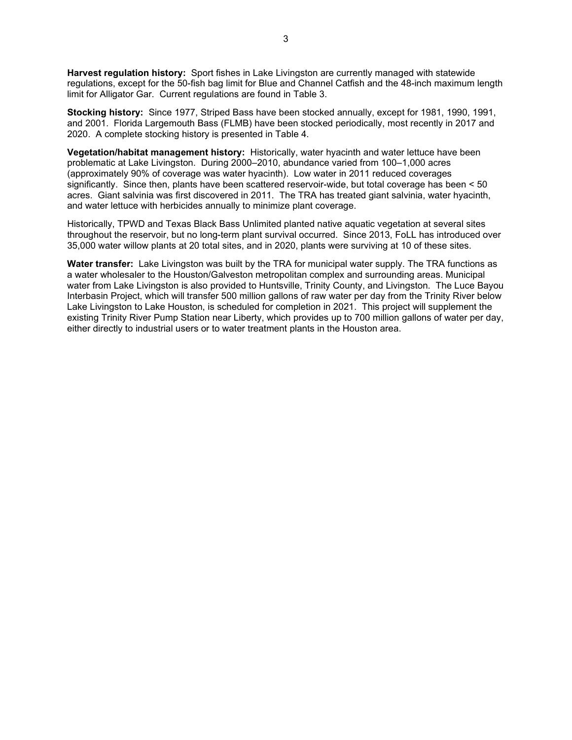**Harvest regulation history:** Sport fishes in Lake Livingston are currently managed with statewide regulations, except for the 50-fish bag limit for Blue and Channel Catfish and the 48-inch maximum length limit for Alligator Gar. Current regulations are found in Table 3.

**Stocking history:** Since 1977, Striped Bass have been stocked annually, except for 1981, 1990, 1991, and 2001. Florida Largemouth Bass (FLMB) have been stocked periodically, most recently in 2017 and 2020. A complete stocking history is presented in Table 4.

**Vegetation/habitat management history:** Historically, water hyacinth and water lettuce have been problematic at Lake Livingston. During 2000–2010, abundance varied from 100–1,000 acres (approximately 90% of coverage was water hyacinth). Low water in 2011 reduced coverages significantly. Since then, plants have been scattered reservoir-wide, but total coverage has been < 50 acres. Giant salvinia was first discovered in 2011. The TRA has treated giant salvinia, water hyacinth, and water lettuce with herbicides annually to minimize plant coverage.

Historically, TPWD and Texas Black Bass Unlimited planted native aquatic vegetation at several sites throughout the reservoir, but no long-term plant survival occurred. Since 2013, FoLL has introduced over 35,000 water willow plants at 20 total sites, and in 2020, plants were surviving at 10 of these sites.

**Water transfer:** Lake Livingston was built by the TRA for municipal water supply. The TRA functions as a water wholesaler to the Houston/Galveston metropolitan complex and surrounding areas. Municipal water from Lake Livingston is also provided to Huntsville, Trinity County, and Livingston. The Luce Bayou Interbasin Project, which will transfer 500 million gallons of raw water per day from the Trinity River below Lake Livingston to Lake Houston, is scheduled for completion in 2021. This project will supplement the existing Trinity River Pump Station near Liberty, which provides up to 700 million gallons of water per day, either directly to industrial users or to water treatment plants in the Houston area.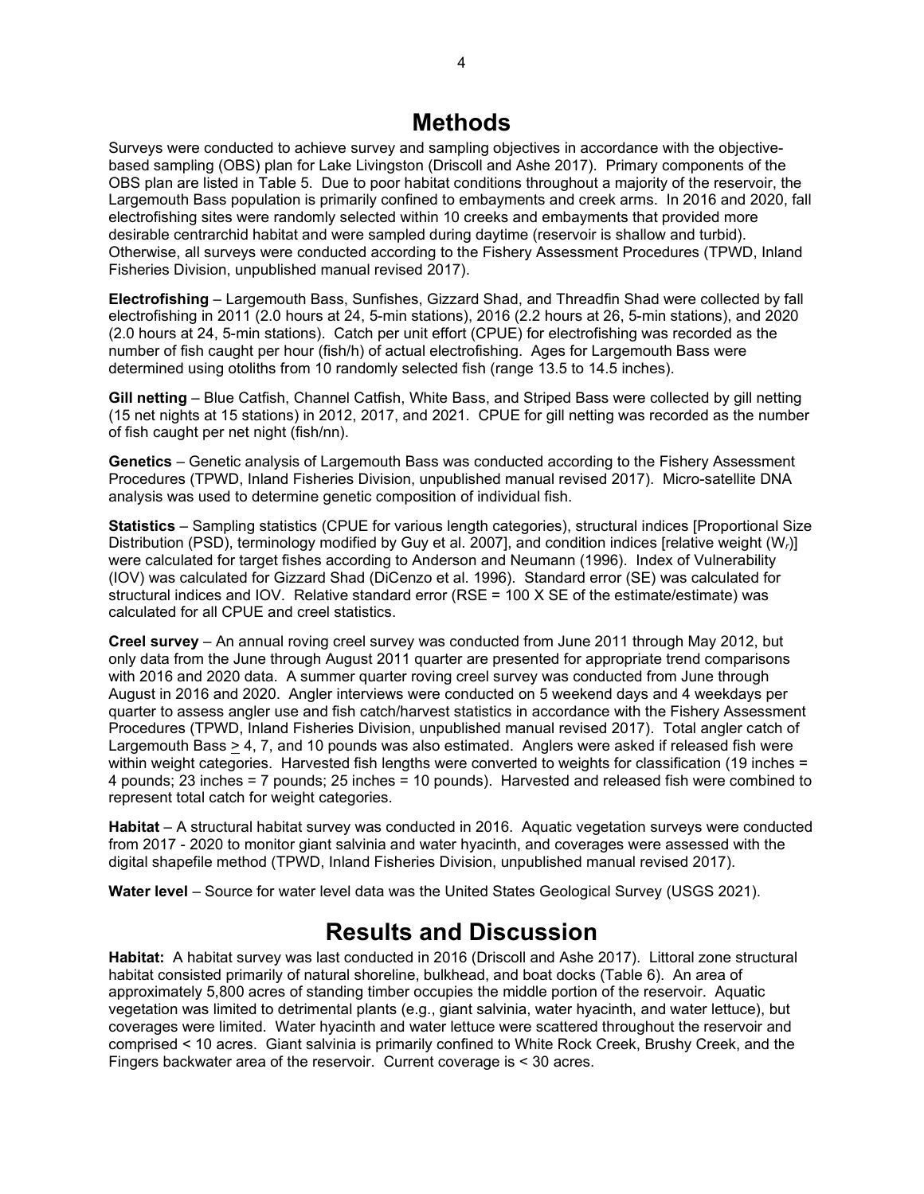# Methods

Surveys were conducted to achieve survey and sampling objectives in accordance with the objective-based sampling (OBS) plan for Lake Livingston (Driscoll and Ashe 2017). Primary components of the OBS plan are listed in Table 5. Due to poor habitat conditions throughout a majority of the reservoir, the Largemouth Bass population is primarily confined to embayments and creek arms. In 2016 and 2020, fall electrofishing sites were randomly selected within 10 creeks and embayments that provided more desirable centrarchid habitat and were sampled during daytime (reservoir is shallow and turbid). Otherwise, all surveys were conducted according to the Fishery Assessment Procedures (TPWD, Inland Fisheries Division, unpublished manual revised 2017).

**Electrofishing** – Largemouth Bass, Sunfishes, Gizzard Shad, and Threadfin Shad were collected by fall electrofishing in 2011 (2.0 hours at 24, 5-min stations), 2016 (2.2 hours at 26, 5-min stations), and 2020 (2.0 hours at 24, 5-min stations). Catch per unit effort (CPUE) for electrofishing was recorded as the number of fish caught per hour (fish/h) of actual electrofishing. Ages for Largemouth Bass were determined using otoliths from 10 randomly selected fish (range 13.5 to 14.5 inches).

**Gill netting** – Blue Catfish, Channel Catfish, White Bass, and Striped Bass were collected by gill netting (15 net nights at 15 stations) in 2012, 2017, and 2021. CPUE for gill netting was recorded as the number of fish caught per net night (fish/nn).

**Genetics** – Genetic analysis of Largemouth Bass was conducted according to the Fishery Assessment Procedures (TPWD, Inland Fisheries Division, unpublished manual revised 2017). Micro-satellite DNA analysis was used to determine genetic composition of individual fish.

**Statistics** – Sampling statistics (CPUE for various length categories), structural indices [Proportional Size Distribution (PSD), terminology modified by Guy et al. 2007], and condition indices [relative weight ($W_r$)] were calculated for target fishes according to Anderson and Neumann (1996). Index of Vulnerability (IOV) was calculated for Gizzard Shad (DiCenzo et al. 1996). Standard error (SE) was calculated for structural indices and IOV. Relative standard error (RSE = 100 X SE of the estimate/estimate) was calculated for all CPUE and creel statistics.

**Creel survey** – An annual roving creel survey was conducted from June 2011 through May 2012, but only data from the June through August 2011 quarter are presented for appropriate trend comparisons with 2016 and 2020 data. A summer quarter roving creel survey was conducted from June through August in 2016 and 2020. Angler interviews were conducted on 5 weekend days and 4 weekdays per quarter to assess angler use and fish catch/harvest statistics in accordance with the Fishery Assessment Procedures (TPWD, Inland Fisheries Division, unpublished manual revised 2017). Total angler catch of Largemouth Bass ≥ 4, 7, and 10 pounds was also estimated. Anglers were asked if released fish were within weight categories. Harvested fish lengths were converted to weights for classification (19 inches = 4 pounds; 23 inches = 7 pounds; 25 inches = 10 pounds). Harvested and released fish were combined to represent total catch for weight categories.

**Habitat** – A structural habitat survey was conducted in 2016. Aquatic vegetation surveys were conducted from 2017 - 2020 to monitor giant salvinia and water hyacinth, and coverages were assessed with the digital shapefile method (TPWD, Inland Fisheries Division, unpublished manual revised 2017).

**Water level** – Source for water level data was the United States Geological Survey (USGS 2021).

# Results and Discussion

**Habitat:** A habitat survey was last conducted in 2016 (Driscoll and Ashe 2017). Littoral zone structural habitat consisted primarily of natural shoreline, bulkhead, and boat docks (Table 6). An area of approximately 5,800 acres of standing timber occupies the middle portion of the reservoir. Aquatic vegetation was limited to detrimental plants (e.g., giant salvinia, water hyacinth, and water lettuce), but coverages were limited. Water hyacinth and water lettuce were scattered throughout the reservoir and comprised < 10 acres. Giant salvinia is primarily confined to White Rock Creek, Brushy Creek, and the Fingers backwater area of the reservoir. Current coverage is < 30 acres.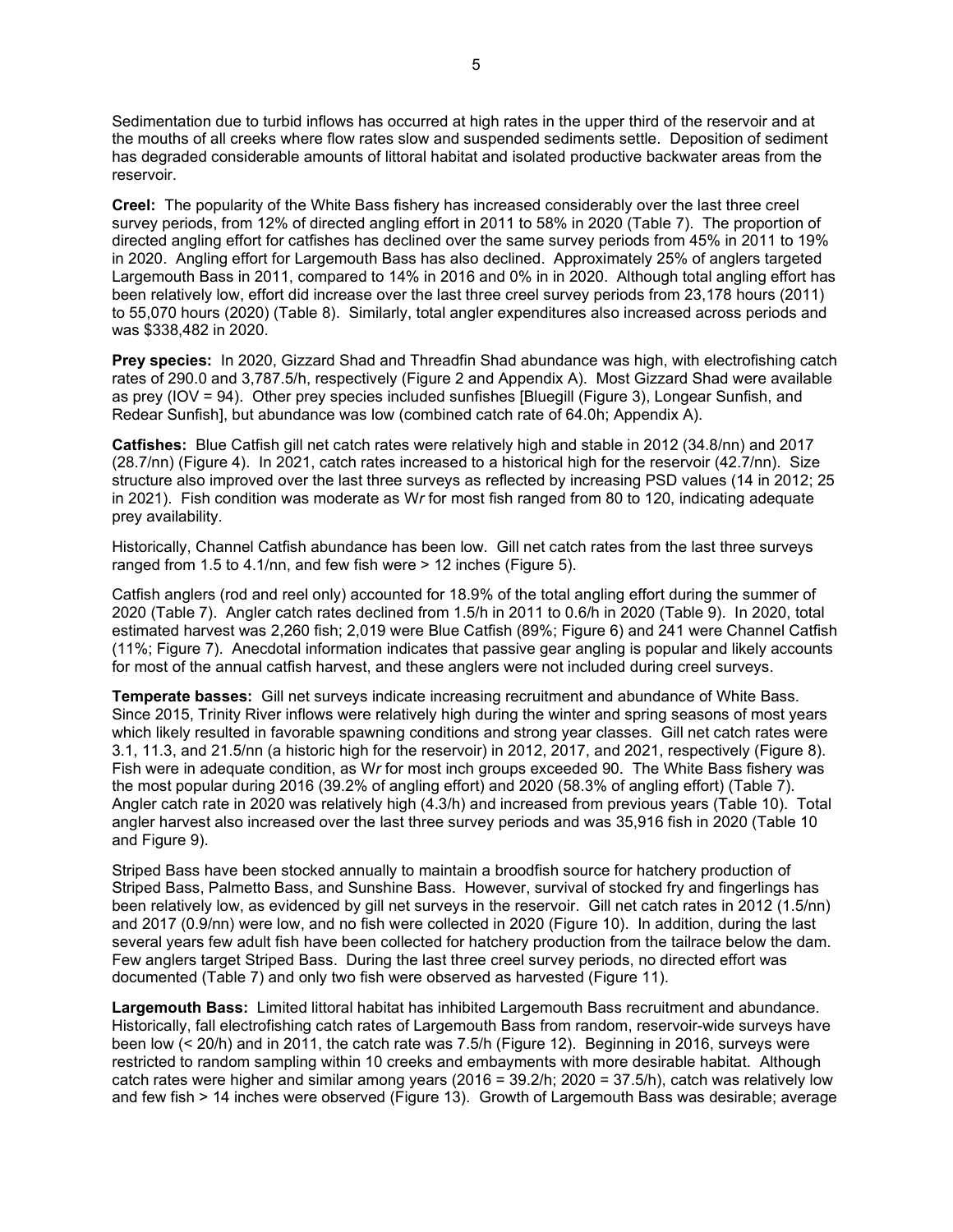Sedimentation due to turbid inflows has occurred at high rates in the upper third of the reservoir and at the mouths of all creeks where flow rates slow and suspended sediments settle. Deposition of sediment has degraded considerable amounts of littoral habitat and isolated productive backwater areas from the reservoir.

**Creel:** The popularity of the White Bass fishery has increased considerably over the last three creel survey periods, from 12% of directed angling effort in 2011 to 58% in 2020 (Table 7). The proportion of directed angling effort for catfishes has declined over the same survey periods from 45% in 2011 to 19% in 2020. Angling effort for Largemouth Bass has also declined. Approximately 25% of anglers targeted Largemouth Bass in 2011, compared to 14% in 2016 and 0% in in 2020. Although total angling effort has been relatively low, effort did increase over the last three creel survey periods from 23,178 hours (2011) to 55,070 hours (2020) (Table 8). Similarly, total angler expenditures also increased across periods and was $338,482 in 2020.

**Prey species:** In 2020, Gizzard Shad and Threadfin Shad abundance was high, with electrofishing catch rates of 290.0 and 3,787.5/h, respectively (Figure 2 and Appendix A). Most Gizzard Shad were available as prey (IOV = 94). Other prey species included sunfishes [Bluegill (Figure 3), Longear Sunfish, and Redear Sunfish], but abundance was low (combined catch rate of 64.0h; Appendix A).

**Catfishes:** Blue Catfish gill net catch rates were relatively high and stable in 2012 (34.8/nn) and 2017 (28.7/nn) (Figure 4). In 2021, catch rates increased to a historical high for the reservoir (42.7/nn). Size structure also improved over the last three surveys as reflected by increasing PSD values (14 in 2012; 25 in 2021). Fish condition was moderate as W*r* for most fish ranged from 80 to 120, indicating adequate prey availability.

Historically, Channel Catfish abundance has been low. Gill net catch rates from the last three surveys ranged from 1.5 to 4.1/nn, and few fish were > 12 inches (Figure 5).

Catfish anglers (rod and reel only) accounted for 18.9% of the total angling effort during the summer of 2020 (Table 7). Angler catch rates declined from 1.5/h in 2011 to 0.6/h in 2020 (Table 9). In 2020, total estimated harvest was 2,260 fish; 2,019 were Blue Catfish (89%; Figure 6) and 241 were Channel Catfish (11%; Figure 7). Anecdotal information indicates that passive gear angling is popular and likely accounts for most of the annual catfish harvest, and these anglers were not included during creel surveys.

**Temperate basses:** Gill net surveys indicate increasing recruitment and abundance of White Bass. Since 2015, Trinity River inflows were relatively high during the winter and spring seasons of most years which likely resulted in favorable spawning conditions and strong year classes. Gill net catch rates were 3.1, 11.3, and 21.5/nn (a historic high for the reservoir) in 2012, 2017, and 2021, respectively (Figure 8). Fish were in adequate condition, as W*r* for most inch groups exceeded 90. The White Bass fishery was the most popular during 2016 (39.2% of angling effort) and 2020 (58.3% of angling effort) (Table 7). Angler catch rate in 2020 was relatively high (4.3/h) and increased from previous years (Table 10). Total angler harvest also increased over the last three survey periods and was 35,916 fish in 2020 (Table 10 and Figure 9).

Striped Bass have been stocked annually to maintain a broodfish source for hatchery production of Striped Bass, Palmetto Bass, and Sunshine Bass. However, survival of stocked fry and fingerlings has been relatively low, as evidenced by gill net surveys in the reservoir. Gill net catch rates in 2012 (1.5/nn) and 2017 (0.9/nn) were low, and no fish were collected in 2020 (Figure 10). In addition, during the last several years few adult fish have been collected for hatchery production from the tailrace below the dam. Few anglers target Striped Bass. During the last three creel survey periods, no directed effort was documented (Table 7) and only two fish were observed as harvested (Figure 11).

**Largemouth Bass:** Limited littoral habitat has inhibited Largemouth Bass recruitment and abundance. Historically, fall electrofishing catch rates of Largemouth Bass from random, reservoir-wide surveys have been low (< 20/h) and in 2011, the catch rate was 7.5/h (Figure 12). Beginning in 2016, surveys were restricted to random sampling within 10 creeks and embayments with more desirable habitat. Although catch rates were higher and similar among years (2016 = 39.2/h; 2020 = 37.5/h), catch was relatively low and few fish > 14 inches were observed (Figure 13). Growth of Largemouth Bass was desirable; average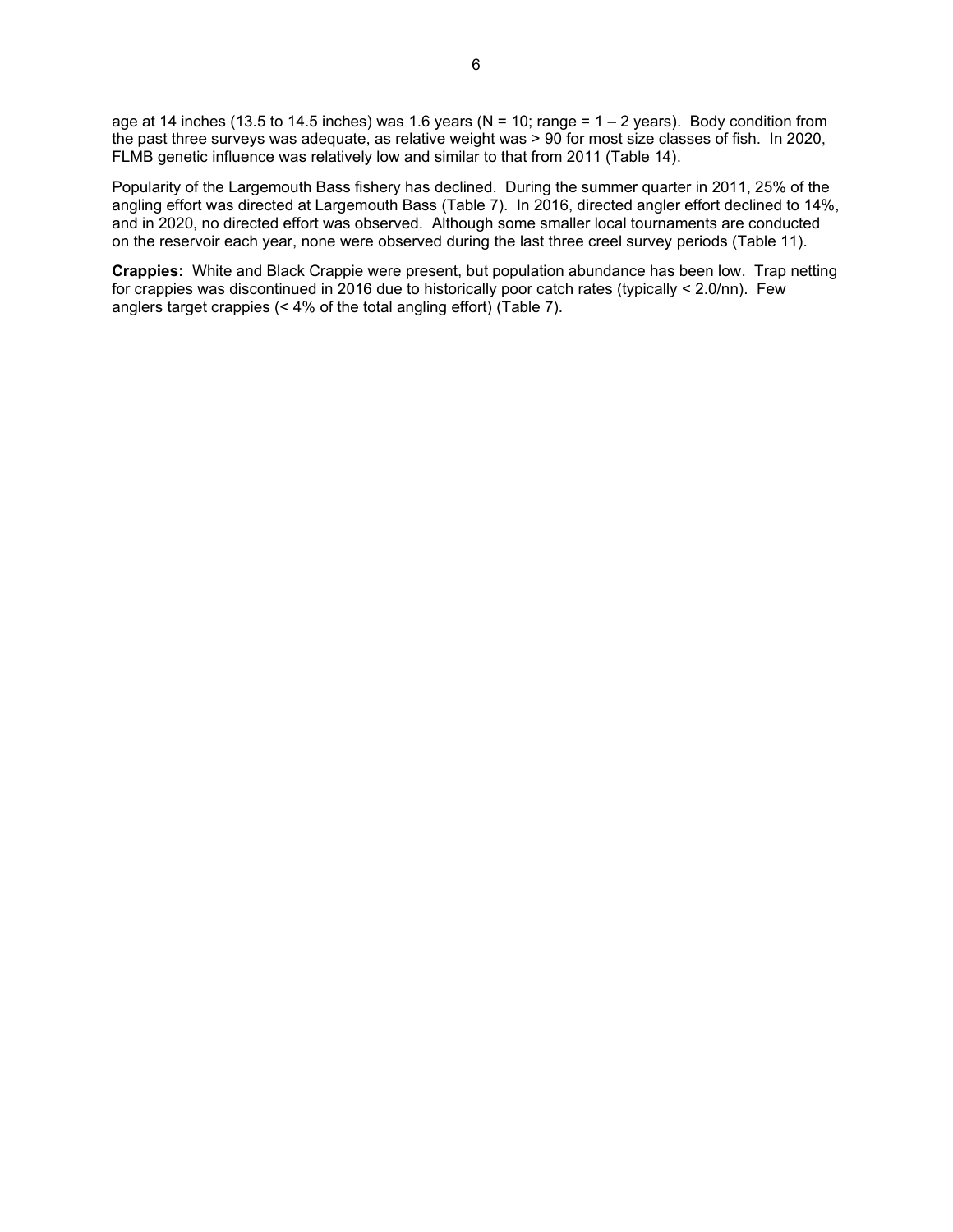age at 14 inches (13.5 to 14.5 inches) was 1.6 years (N = 10; range = 1 – 2 years). Body condition from the past three surveys was adequate, as relative weight was > 90 for most size classes of fish. In 2020, FLMB genetic influence was relatively low and similar to that from 2011 (Table 14).

Popularity of the Largemouth Bass fishery has declined. During the summer quarter in 2011, 25% of the angling effort was directed at Largemouth Bass (Table 7). In 2016, directed angler effort declined to 14%, and in 2020, no directed effort was observed. Although some smaller local tournaments are conducted on the reservoir each year, none were observed during the last three creel survey periods (Table 11).

**Crappies:** White and Black Crappie were present, but population abundance has been low. Trap netting for crappies was discontinued in 2016 due to historically poor catch rates (typically < 2.0/nn). Few anglers target crappies (< 4% of the total angling effort) (Table 7).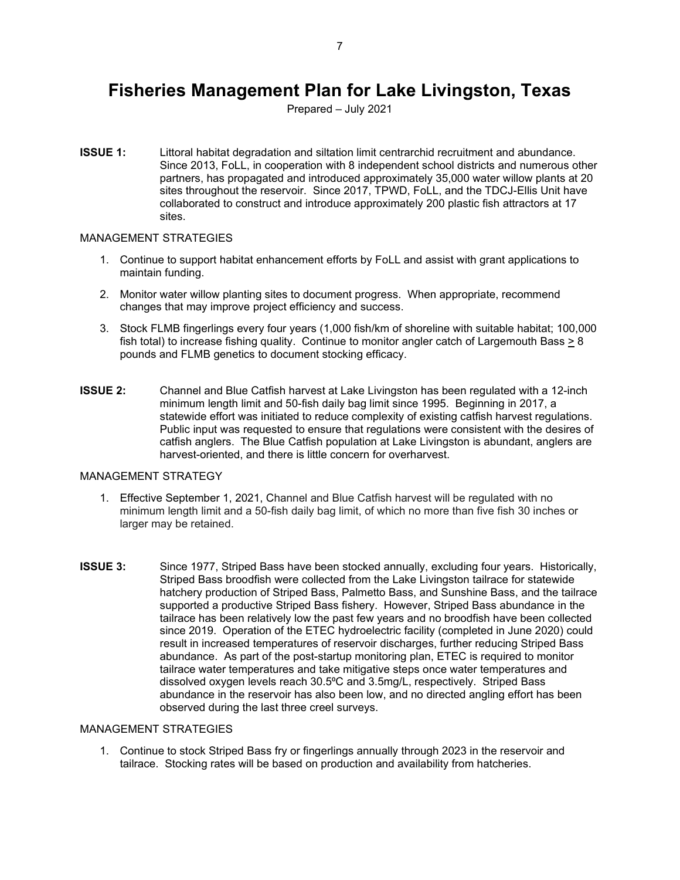# Fisheries Management Plan for Lake Livingston, Texas

Prepared – July 2021

**ISSUE 1:** Littoral habitat degradation and siltation limit centrarchid recruitment and abundance. Since 2013, FoLL, in cooperation with 8 independent school districts and numerous other partners, has propagated and introduced approximately 35,000 water willow plants at 20 sites throughout the reservoir. Since 2017, TPWD, FoLL, and the TDCJ-Ellis Unit have collaborated to construct and introduce approximately 200 plastic fish attractors at 17 sites.

MANAGEMENT STRATEGIES

1. Continue to support habitat enhancement efforts by FoLL and assist with grant applications to maintain funding.
2. Monitor water willow planting sites to document progress. When appropriate, recommend changes that may improve project efficiency and success.
3. Stock FLMB fingerlings every four years (1,000 fish/km of shoreline with suitable habitat; 100,000 fish total) to increase fishing quality. Continue to monitor angler catch of Largemouth Bass ≥ 8 pounds and FLMB genetics to document stocking efficacy.

**ISSUE 2:** Channel and Blue Catfish harvest at Lake Livingston has been regulated with a 12-inch minimum length limit and 50-fish daily bag limit since 1995. Beginning in 2017, a statewide effort was initiated to reduce complexity of existing catfish harvest regulations. Public input was requested to ensure that regulations were consistent with the desires of catfish anglers. The Blue Catfish population at Lake Livingston is abundant, anglers are harvest-oriented, and there is little concern for overharvest.

MANAGEMENT STRATEGY

1. Effective September 1, 2021, Channel and Blue Catfish harvest will be regulated with no minimum length limit and a 50-fish daily bag limit, of which no more than five fish 30 inches or larger may be retained.

**ISSUE 3:** Since 1977, Striped Bass have been stocked annually, excluding four years. Historically, Striped Bass broodfish were collected from the Lake Livingston tailrace for statewide hatchery production of Striped Bass, Palmetto Bass, and Sunshine Bass, and the tailrace supported a productive Striped Bass fishery. However, Striped Bass abundance in the tailrace has been relatively low the past few years and no broodfish have been collected since 2019. Operation of the ETEC hydroelectric facility (completed in June 2020) could result in increased temperatures of reservoir discharges, further reducing Striped Bass abundance. As part of the post-startup monitoring plan, ETEC is required to monitor tailrace water temperatures and take mitigative steps once water temperatures and dissolved oxygen levels reach 30.5ºC and 3.5mg/L, respectively. Striped Bass abundance in the reservoir has also been low, and no directed angling effort has been observed during the last three creel surveys.

MANAGEMENT STRATEGIES

1. Continue to stock Striped Bass fry or fingerlings annually through 2023 in the reservoir and tailrace. Stocking rates will be based on production and availability from hatcheries.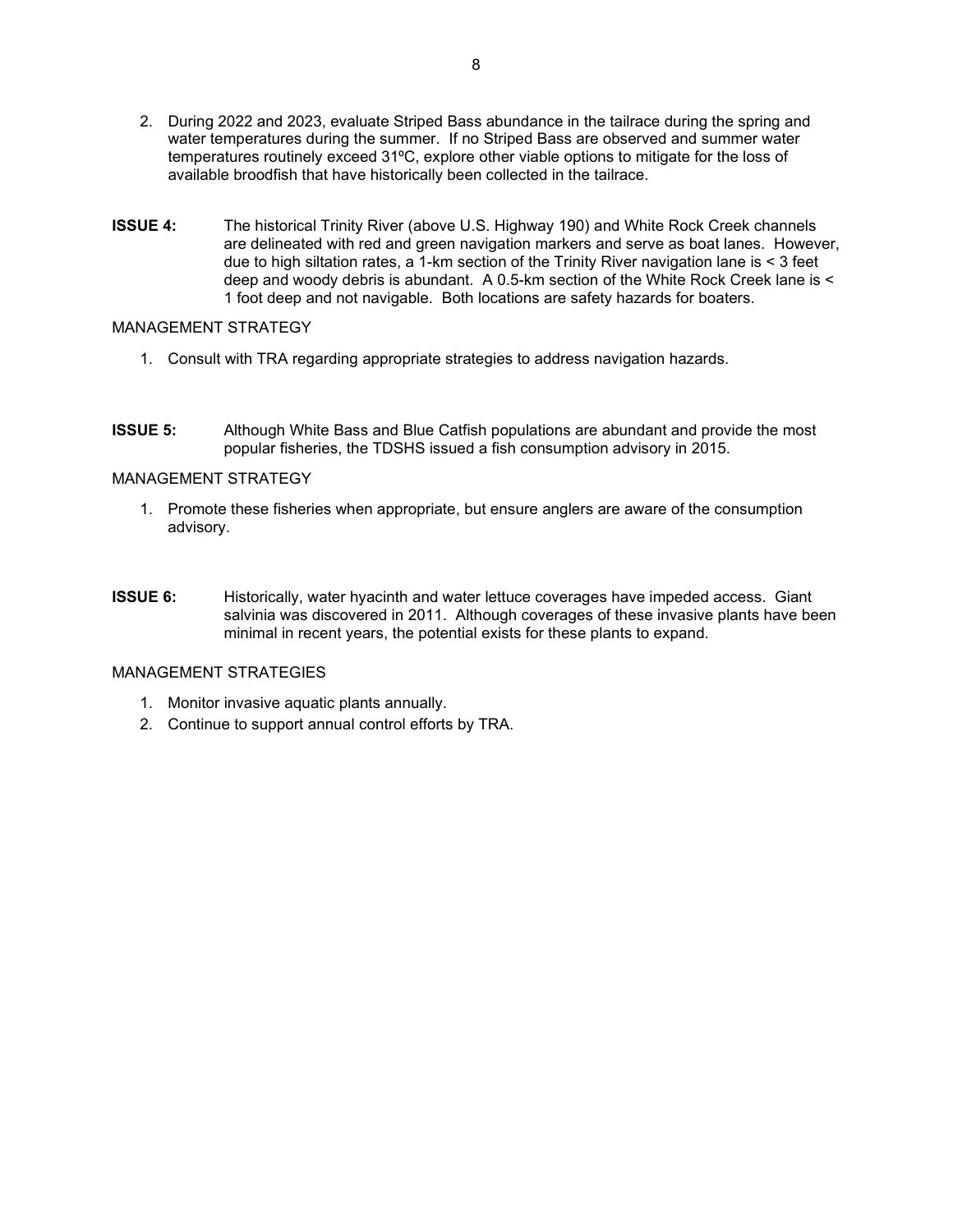2. During 2022 and 2023, evaluate Striped Bass abundance in the tailrace during the spring and water temperatures during the summer. If no Striped Bass are observed and summer water temperatures routinely exceed 31ºC, explore other viable options to mitigate for the loss of available broodfish that have historically been collected in the tailrace.

**ISSUE 4:** The historical Trinity River (above U.S. Highway 190) and White Rock Creek channels are delineated with red and green navigation markers and serve as boat lanes. However, due to high siltation rates, a 1-km section of the Trinity River navigation lane is < 3 feet deep and woody debris is abundant. A 0.5-km section of the White Rock Creek lane is < 1 foot deep and not navigable. Both locations are safety hazards for boaters.

MANAGEMENT STRATEGY

1. Consult with TRA regarding appropriate strategies to address navigation hazards.

**ISSUE 5:** Although White Bass and Blue Catfish populations are abundant and provide the most popular fisheries, the TDSHS issued a fish consumption advisory in 2015.

MANAGEMENT STRATEGY

1. Promote these fisheries when appropriate, but ensure anglers are aware of the consumption advisory.

**ISSUE 6:** Historically, water hyacinth and water lettuce coverages have impeded access. Giant salvinia was discovered in 2011. Although coverages of these invasive plants have been minimal in recent years, the potential exists for these plants to expand.

MANAGEMENT STRATEGIES

1. Monitor invasive aquatic plants annually.
2. Continue to support annual control efforts by TRA.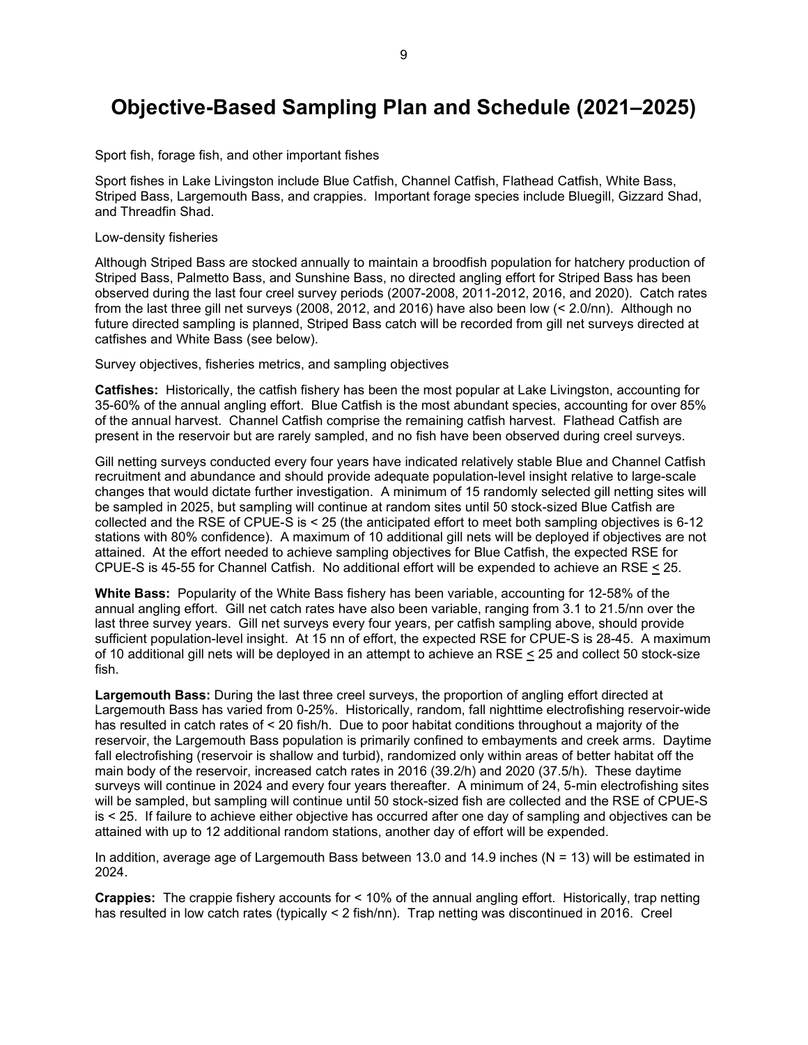# Objective-Based Sampling Plan and Schedule (2021–2025)

Sport fish, forage fish, and other important fishes

Sport fishes in Lake Livingston include Blue Catfish, Channel Catfish, Flathead Catfish, White Bass, Striped Bass, Largemouth Bass, and crappies. Important forage species include Bluegill, Gizzard Shad, and Threadfin Shad.

Low-density fisheries

Although Striped Bass are stocked annually to maintain a broodfish population for hatchery production of Striped Bass, Palmetto Bass, and Sunshine Bass, no directed angling effort for Striped Bass has been observed during the last four creel survey periods (2007-2008, 2011-2012, 2016, and 2020). Catch rates from the last three gill net surveys (2008, 2012, and 2016) have also been low (< 2.0/nn). Although no future directed sampling is planned, Striped Bass catch will be recorded from gill net surveys directed at catfishes and White Bass (see below).

Survey objectives, fisheries metrics, and sampling objectives

**Catfishes:** Historically, the catfish fishery has been the most popular at Lake Livingston, accounting for 35-60% of the annual angling effort. Blue Catfish is the most abundant species, accounting for over 85% of the annual harvest. Channel Catfish comprise the remaining catfish harvest. Flathead Catfish are present in the reservoir but are rarely sampled, and no fish have been observed during creel surveys.

Gill netting surveys conducted every four years have indicated relatively stable Blue and Channel Catfish recruitment and abundance and should provide adequate population-level insight relative to large-scale changes that would dictate further investigation. A minimum of 15 randomly selected gill netting sites will be sampled in 2025, but sampling will continue at random sites until 50 stock-sized Blue Catfish are collected and the RSE of CPUE-S is < 25 (the anticipated effort to meet both sampling objectives is 6-12 stations with 80% confidence). A maximum of 10 additional gill nets will be deployed if objectives are not attained. At the effort needed to achieve sampling objectives for Blue Catfish, the expected RSE for CPUE-S is 45-55 for Channel Catfish. No additional effort will be expended to achieve an RSE ≤ 25.

**White Bass:** Popularity of the White Bass fishery has been variable, accounting for 12-58% of the annual angling effort. Gill net catch rates have also been variable, ranging from 3.1 to 21.5/nn over the last three survey years. Gill net surveys every four years, per catfish sampling above, should provide sufficient population-level insight. At 15 nn of effort, the expected RSE for CPUE-S is 28-45. A maximum of 10 additional gill nets will be deployed in an attempt to achieve an RSE ≤ 25 and collect 50 stock-size fish.

**Largemouth Bass:** During the last three creel surveys, the proportion of angling effort directed at Largemouth Bass has varied from 0-25%. Historically, random, fall nighttime electrofishing reservoir-wide has resulted in catch rates of < 20 fish/h. Due to poor habitat conditions throughout a majority of the reservoir, the Largemouth Bass population is primarily confined to embayments and creek arms. Daytime fall electrofishing (reservoir is shallow and turbid), randomized only within areas of better habitat off the main body of the reservoir, increased catch rates in 2016 (39.2/h) and 2020 (37.5/h). These daytime surveys will continue in 2024 and every four years thereafter. A minimum of 24, 5-min electrofishing sites will be sampled, but sampling will continue until 50 stock-sized fish are collected and the RSE of CPUE-S is < 25. If failure to achieve either objective has occurred after one day of sampling and objectives can be attained with up to 12 additional random stations, another day of effort will be expended.

In addition, average age of Largemouth Bass between 13.0 and 14.9 inches (N = 13) will be estimated in 2024.

**Crappies:** The crappie fishery accounts for < 10% of the annual angling effort. Historically, trap netting has resulted in low catch rates (typically < 2 fish/nn). Trap netting was discontinued in 2016. Creel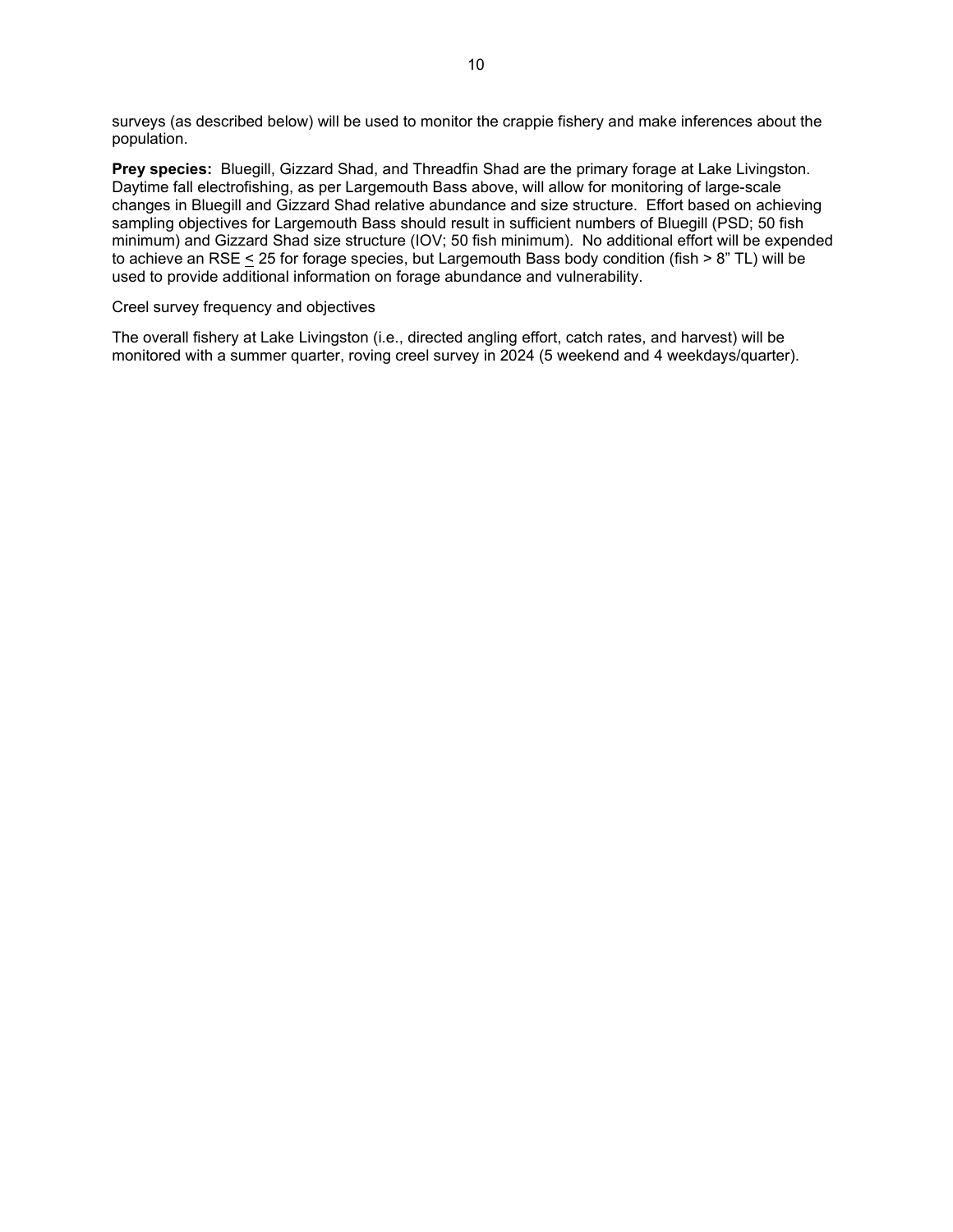surveys (as described below) will be used to monitor the crappie fishery and make inferences about the population.

**Prey species:** Bluegill, Gizzard Shad, and Threadfin Shad are the primary forage at Lake Livingston. Daytime fall electrofishing, as per Largemouth Bass above, will allow for monitoring of large-scale changes in Bluegill and Gizzard Shad relative abundance and size structure. Effort based on achieving sampling objectives for Largemouth Bass should result in sufficient numbers of Bluegill (PSD; 50 fish minimum) and Gizzard Shad size structure (IOV; 50 fish minimum). No additional effort will be expended to achieve an RSE ≤ 25 for forage species, but Largemouth Bass body condition (fish > 8" TL) will be used to provide additional information on forage abundance and vulnerability.

Creel survey frequency and objectives

The overall fishery at Lake Livingston (i.e., directed angling effort, catch rates, and harvest) will be monitored with a summer quarter, roving creel survey in 2024 (5 weekend and 4 weekdays/quarter).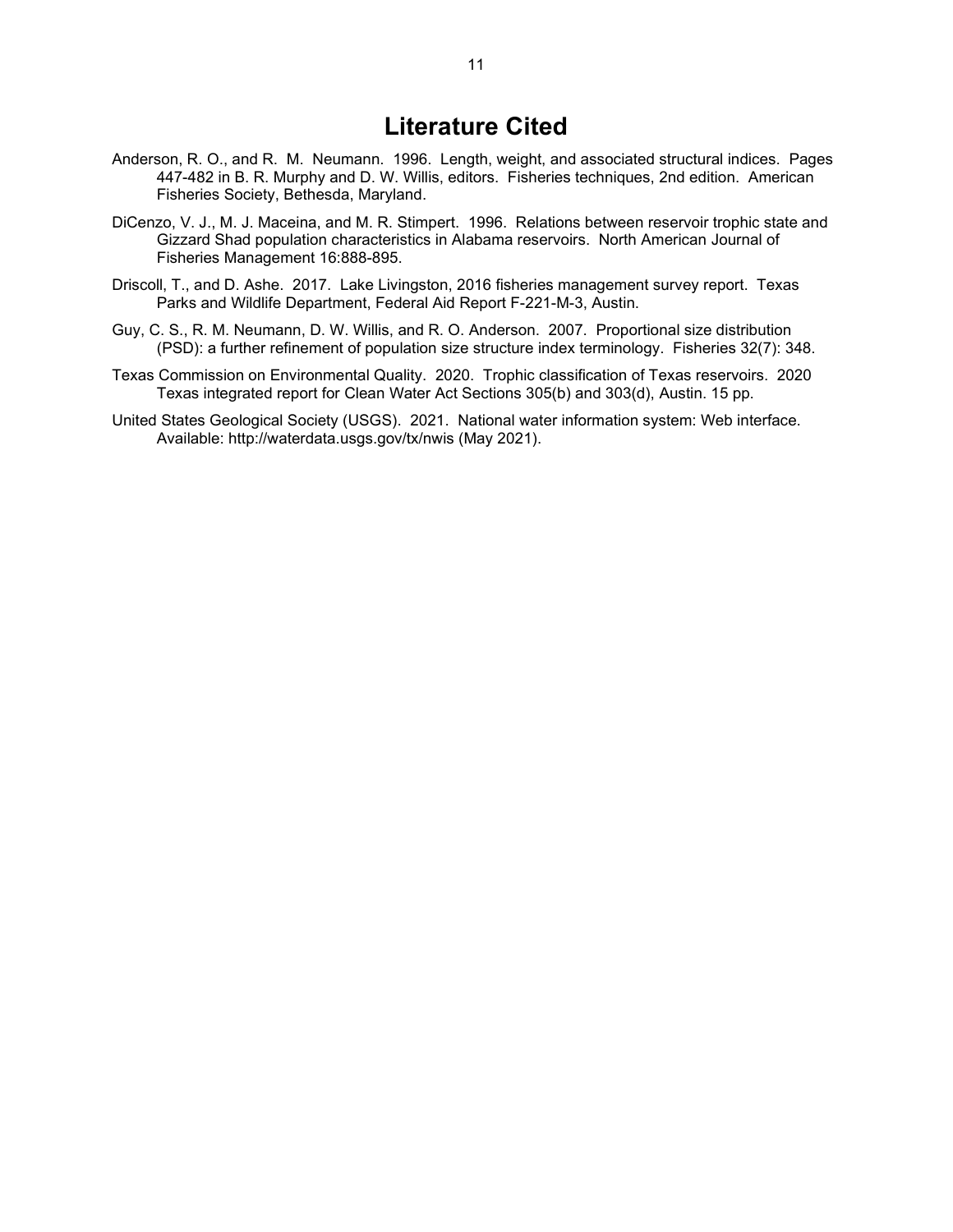# Literature Cited

Anderson, R. O., and R. M. Neumann. 1996. Length, weight, and associated structural indices. Pages 447-482 in B. R. Murphy and D. W. Willis, editors. Fisheries techniques, 2nd edition. American Fisheries Society, Bethesda, Maryland.

DiCenzo, V. J., M. J. Maceina, and M. R. Stimpert. 1996. Relations between reservoir trophic state and Gizzard Shad population characteristics in Alabama reservoirs. North American Journal of Fisheries Management 16:888-895.

Driscoll, T., and D. Ashe. 2017. Lake Livingston, 2016 fisheries management survey report. Texas Parks and Wildlife Department, Federal Aid Report F-221-M-3, Austin.

Guy, C. S., R. M. Neumann, D. W. Willis, and R. O. Anderson. 2007. Proportional size distribution (PSD): a further refinement of population size structure index terminology. Fisheries 32(7): 348.

Texas Commission on Environmental Quality. 2020. Trophic classification of Texas reservoirs. 2020 Texas integrated report for Clean Water Act Sections 305(b) and 303(d), Austin. 15 pp.

United States Geological Society (USGS). 2021. National water information system: Web interface. Available: http://waterdata.usgs.gov/tx/nwis (May 2021).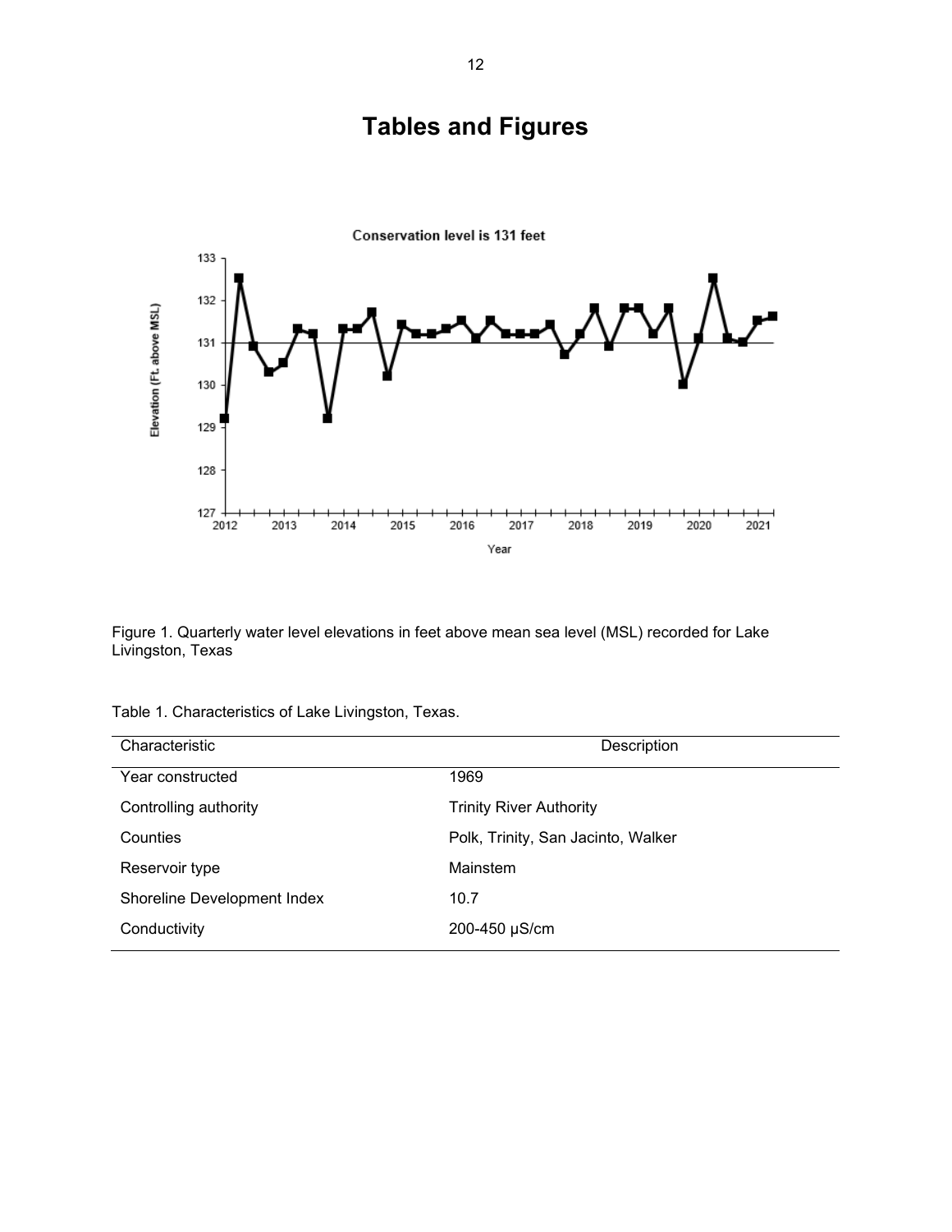# Tables and Figures

Figure 1. Quarterly water level elevations in feet above mean sea level (MSL) recorded for Lake Livingston, Texas

Table 1. Characteristics of Lake Livingston, Texas.

| Characteristic | Description |
| --- | --- |
| Year constructed | 1969 |
| Controlling authority | Trinity River Authority |
| Counties | Polk, Trinity, San Jacinto, Walker |
| Reservoir type | Mainstem |
| Shoreline Development Index | 10.7 |
| Conductivity | 200-450 µS/cm |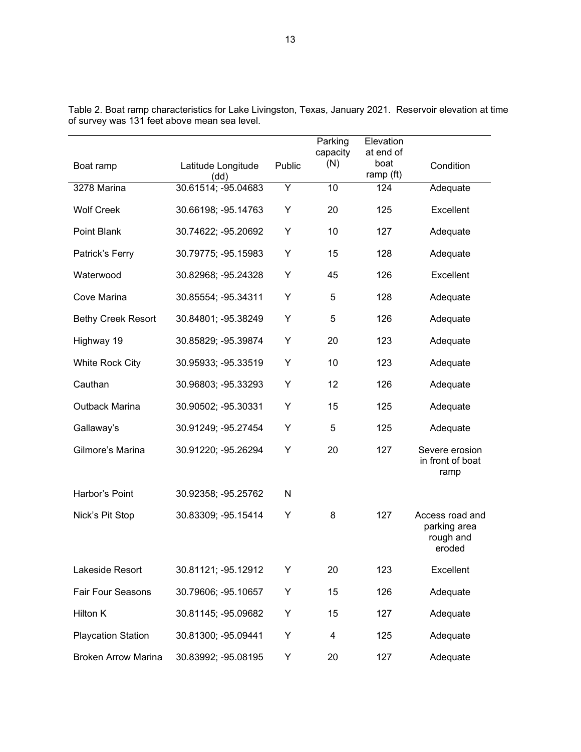Table 2. Boat ramp characteristics for Lake Livingston, Texas, January 2021. Reservoir elevation at time of survey was 131 feet above mean sea level.

| Boat ramp | Latitude Longitude (dd) | Public | Parking capacity (N) | Elevation at end of boat ramp (ft) | Condition |
|---|---|---|---|---|---|
| 3278 Marina | 30.61514; -95.04683 | Y | 10 | 124 | Adequate |
| Wolf Creek | 30.66198; -95.14763 | Y | 20 | 125 | Excellent |
| Point Blank | 30.74622; -95.20692 | Y | 10 | 127 | Adequate |
| Patrick's Ferry | 30.79775; -95.15983 | Y | 15 | 128 | Adequate |
| Waterwood | 30.82968; -95.24328 | Y | 45 | 126 | Excellent |
| Cove Marina | 30.85554; -95.34311 | Y | 5 | 128 | Adequate |
| Bethy Creek Resort | 30.84801; -95.38249 | Y | 5 | 126 | Adequate |
| Highway 19 | 30.85829; -95.39874 | Y | 20 | 123 | Adequate |
| White Rock City | 30.95933; -95.33519 | Y | 10 | 123 | Adequate |
| Cauthan | 30.96803; -95.33293 | Y | 12 | 126 | Adequate |
| Outback Marina | 30.90502; -95.30331 | Y | 15 | 125 | Adequate |
| Gallaway's | 30.91249; -95.27454 | Y | 5 | 125 | Adequate |
| Gilmore's Marina | 30.91220; -95.26294 | Y | 20 | 127 | Severe erosion in front of boat ramp |
| Harbor's Point | 30.92358; -95.25762 | N | | | |
| Nick's Pit Stop | 30.83309; -95.15414 | Y | 8 | 127 | Access road and parking area rough and eroded |
| Lakeside Resort | 30.81121; -95.12912 | Y | 20 | 123 | Excellent |
| Fair Four Seasons | 30.79606; -95.10657 | Y | 15 | 126 | Adequate |
| Hilton K | 30.81145; -95.09682 | Y | 15 | 127 | Adequate |
| Playcation Station | 30.81300; -95.09441 | Y | 4 | 125 | Adequate |
| Broken Arrow Marina | 30.83992; -95.08195 | Y | 20 | 127 | Adequate |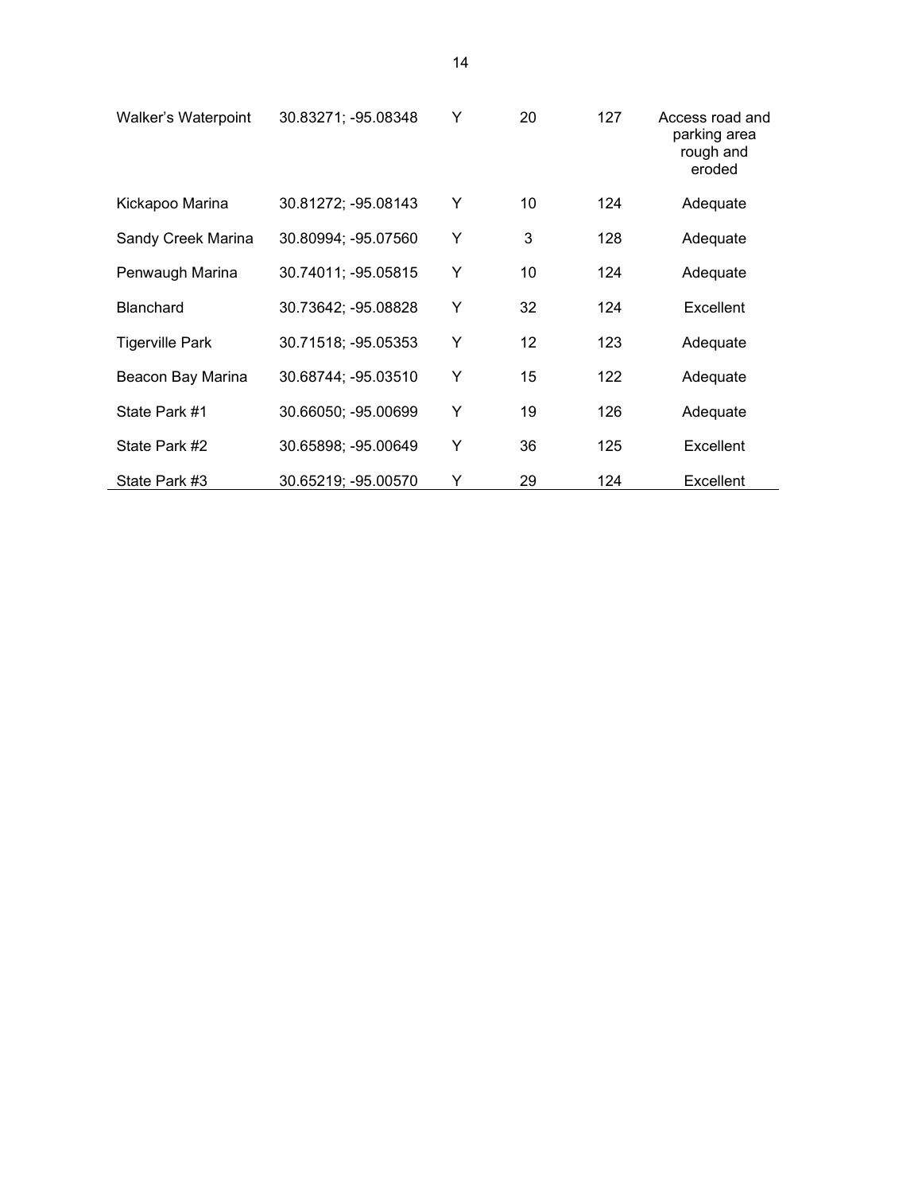| | | | | | |
|---|---|---|---|---|---|
| Walker's Waterpoint | 30.83271; -95.08348 | Y | 20 | 127 | Access road and parking area rough and eroded |
| Kickapoo Marina | 30.81272; -95.08143 | Y | 10 | 124 | Adequate |
| Sandy Creek Marina | 30.80994; -95.07560 | Y | 3 | 128 | Adequate |
| Penwaugh Marina | 30.74011; -95.05815 | Y | 10 | 124 | Adequate |
| Blanchard | 30.73642; -95.08828 | Y | 32 | 124 | Excellent |
| Tigerville Park | 30.71518; -95.05353 | Y | 12 | 123 | Adequate |
| Beacon Bay Marina | 30.68744; -95.03510 | Y | 15 | 122 | Adequate |
| State Park #1 | 30.66050; -95.00699 | Y | 19 | 126 | Adequate |
| State Park #2 | 30.65898; -95.00649 | Y | 36 | 125 | Excellent |
| State Park #3 | 30.65219; -95.00570 | Y | 29 | 124 | Excellent |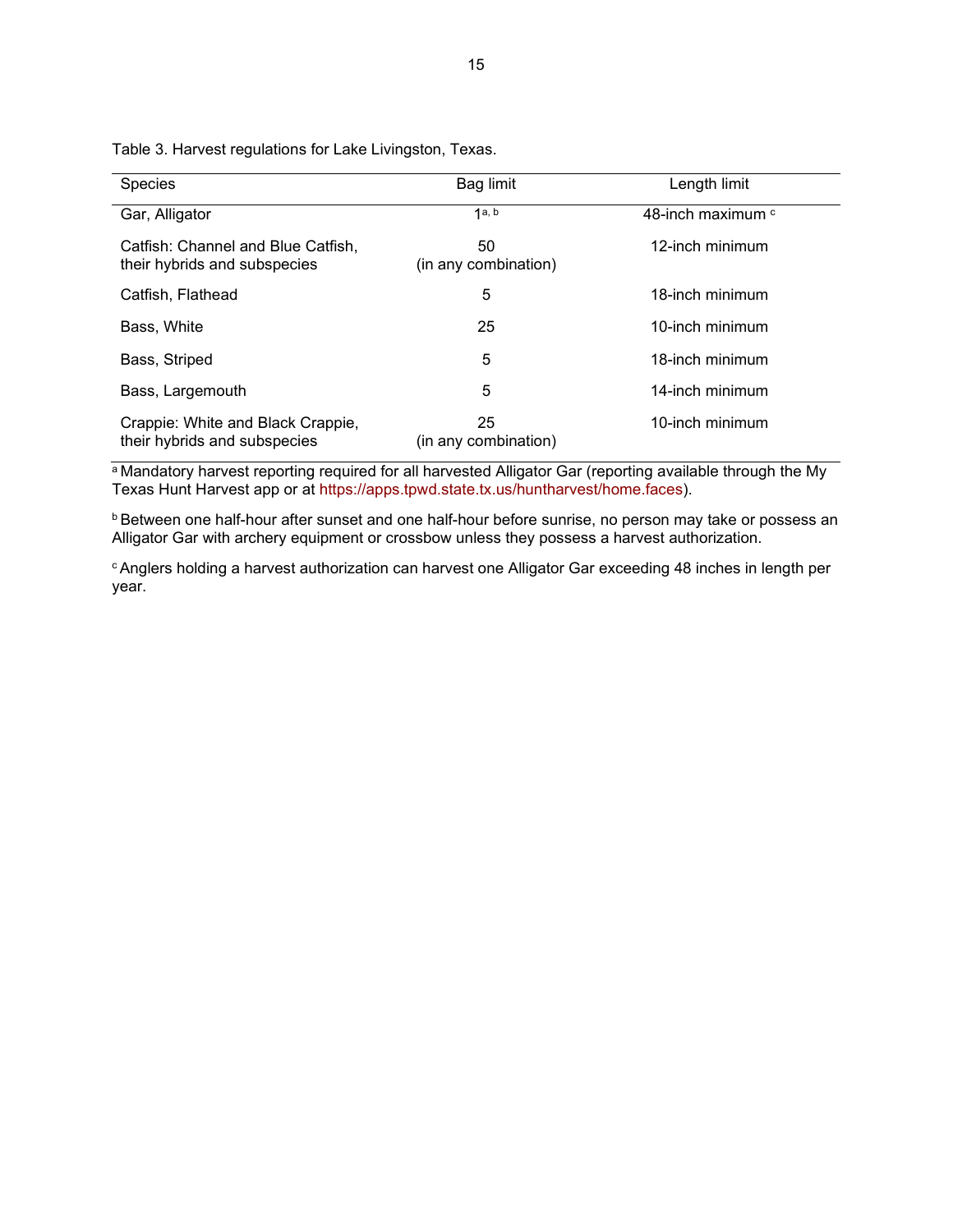Table 3. Harvest regulations for Lake Livingston, Texas.

| Species | Bag limit | Length limit |
|---|---|---|
| Gar, Alligator | 1[a, b] | 48-inch maximum [c] |
| Catfish: Channel and Blue Catfish, their hybrids and subspecies | 50 (in any combination) | 12-inch minimum |
| Catfish, Flathead | 5 | 18-inch minimum |
| Bass, White | 25 | 10-inch minimum |
| Bass, Striped | 5 | 18-inch minimum |
| Bass, Largemouth | 5 | 14-inch minimum |
| Crappie: White and Black Crappie, their hybrids and subspecies | 25 (in any combination) | 10-inch minimum |

[a] Mandatory harvest reporting required for all harvested Alligator Gar (reporting available through the My Texas Hunt Harvest app or at https://apps.tpwd.state.tx.us/huntharvest/home.faces).

[b] Between one half-hour after sunset and one half-hour before sunrise, no person may take or possess an Alligator Gar with archery equipment or crossbow unless they possess a harvest authorization.

[c] Anglers holding a harvest authorization can harvest one Alligator Gar exceeding 48 inches in length per year.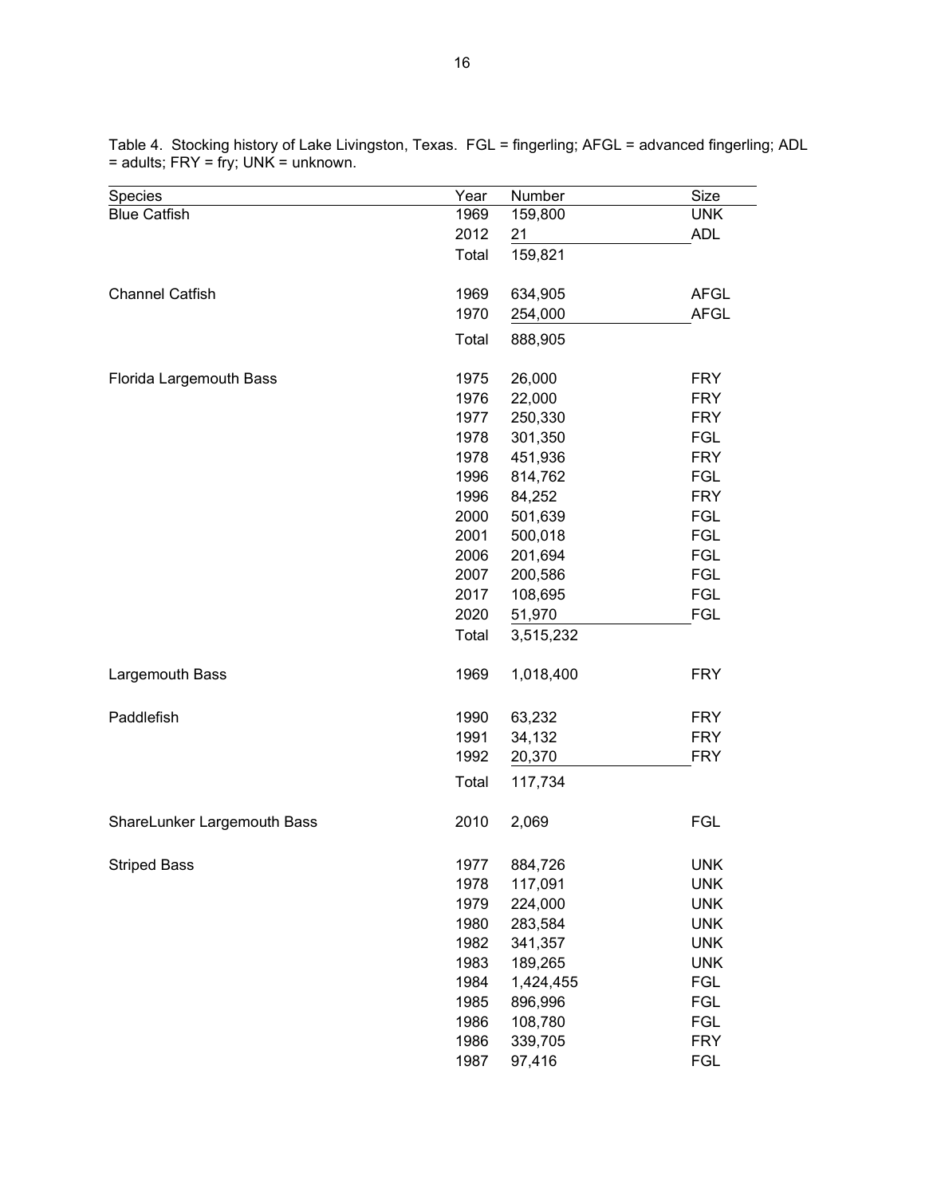Table 4. Stocking history of Lake Livingston, Texas. FGL = fingerling; AFGL = advanced fingerling; ADL = adults; FRY = fry; UNK = unknown.

| Species | Year | Number | Size |
|---|---|---|---|
| Blue Catfish | 1969 | 159,800 | UNK |
| | 2012 | 21 | ADL |
| | Total | 159,821 | |
| | | | |
| Channel Catfish | 1969 | 634,905 | AFGL |
| | 1970 | 254,000 | AFGL |
| | Total | 888,905 | |
| | | | |
| Florida Largemouth Bass | 1975 | 26,000 | FRY |
| | 1976 | 22,000 | FRY |
| | 1977 | 250,330 | FRY |
| | 1978 | 301,350 | FGL |
| | 1978 | 451,936 | FRY |
| | 1996 | 814,762 | FGL |
| | 1996 | 84,252 | FRY |
| | 2000 | 501,639 | FGL |
| | 2001 | 500,018 | FGL |
| | 2006 | 201,694 | FGL |
| | 2007 | 200,586 | FGL |
| | 2017 | 108,695 | FGL |
| | 2020 | 51,970 | FGL |
| | Total | 3,515,232 | |
| | | | |
| Largemouth Bass | 1969 | 1,018,400 | FRY |
| | | | |
| Paddlefish | 1990 | 63,232 | FRY |
| | 1991 | 34,132 | FRY |
| | 1992 | 20,370 | FRY |
| | Total | 117,734 | |
| | | | |
| ShareLunker Largemouth Bass | 2010 | 2,069 | FGL |
| | | | |
| Striped Bass | 1977 | 884,726 | UNK |
| | 1978 | 117,091 | UNK |
| | 1979 | 224,000 | UNK |
| | 1980 | 283,584 | UNK |
| | 1982 | 341,357 | UNK |
| | 1983 | 189,265 | UNK |
| | 1984 | 1,424,455 | FGL |
| | 1985 | 896,996 | FGL |
| | 1986 | 108,780 | FGL |
| | 1986 | 339,705 | FRY |
| | 1987 | 97,416 | FGL |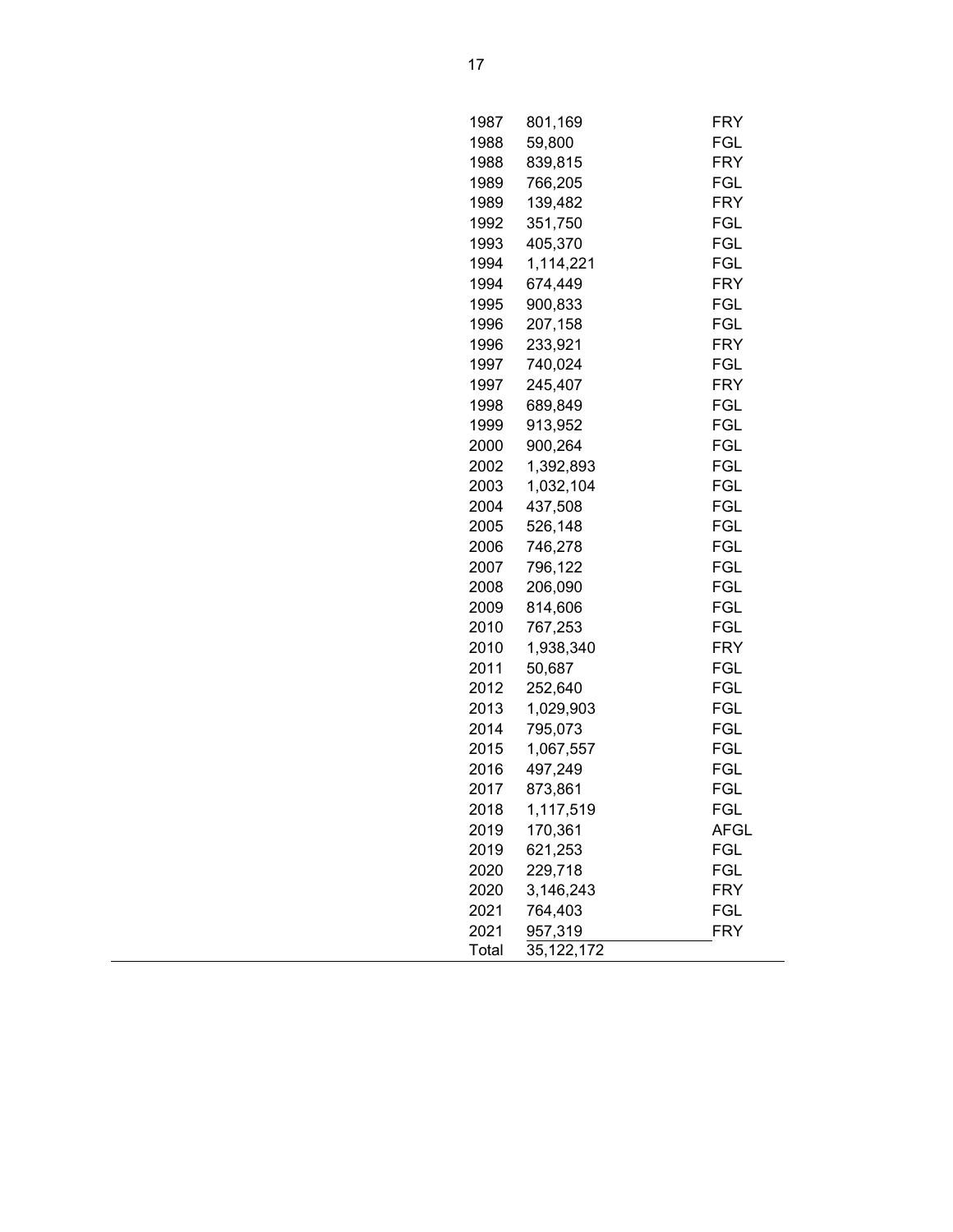| | | |
|---|---|---|
| 1987 | 801,169 | FRY |
| 1988 | 59,800 | FGL |
| 1988 | 839,815 | FRY |
| 1989 | 766,205 | FGL |
| 1989 | 139,482 | FRY |
| 1992 | 351,750 | FGL |
| 1993 | 405,370 | FGL |
| 1994 | 1,114,221 | FGL |
| 1994 | 674,449 | FRY |
| 1995 | 900,833 | FGL |
| 1996 | 207,158 | FGL |
| 1996 | 233,921 | FRY |
| 1997 | 740,024 | FGL |
| 1997 | 245,407 | FRY |
| 1998 | 689,849 | FGL |
| 1999 | 913,952 | FGL |
| 2000 | 900,264 | FGL |
| 2002 | 1,392,893 | FGL |
| 2003 | 1,032,104 | FGL |
| 2004 | 437,508 | FGL |
| 2005 | 526,148 | FGL |
| 2006 | 746,278 | FGL |
| 2007 | 796,122 | FGL |
| 2008 | 206,090 | FGL |
| 2009 | 814,606 | FGL |
| 2010 | 767,253 | FGL |
| 2010 | 1,938,340 | FRY |
| 2011 | 50,687 | FGL |
| 2012 | 252,640 | FGL |
| 2013 | 1,029,903 | FGL |
| 2014 | 795,073 | FGL |
| 2015 | 1,067,557 | FGL |
| 2016 | 497,249 | FGL |
| 2017 | 873,861 | FGL |
| 2018 | 1,117,519 | FGL |
| 2019 | 170,361 | AFGL |
| 2019 | 621,253 | FGL |
| 2020 | 229,718 | FGL |
| 2020 | 3,146,243 | FRY |
| 2021 | 764,403 | FGL |
| 2021 | 957,319 | FRY |
| Total | 35,122,172 | |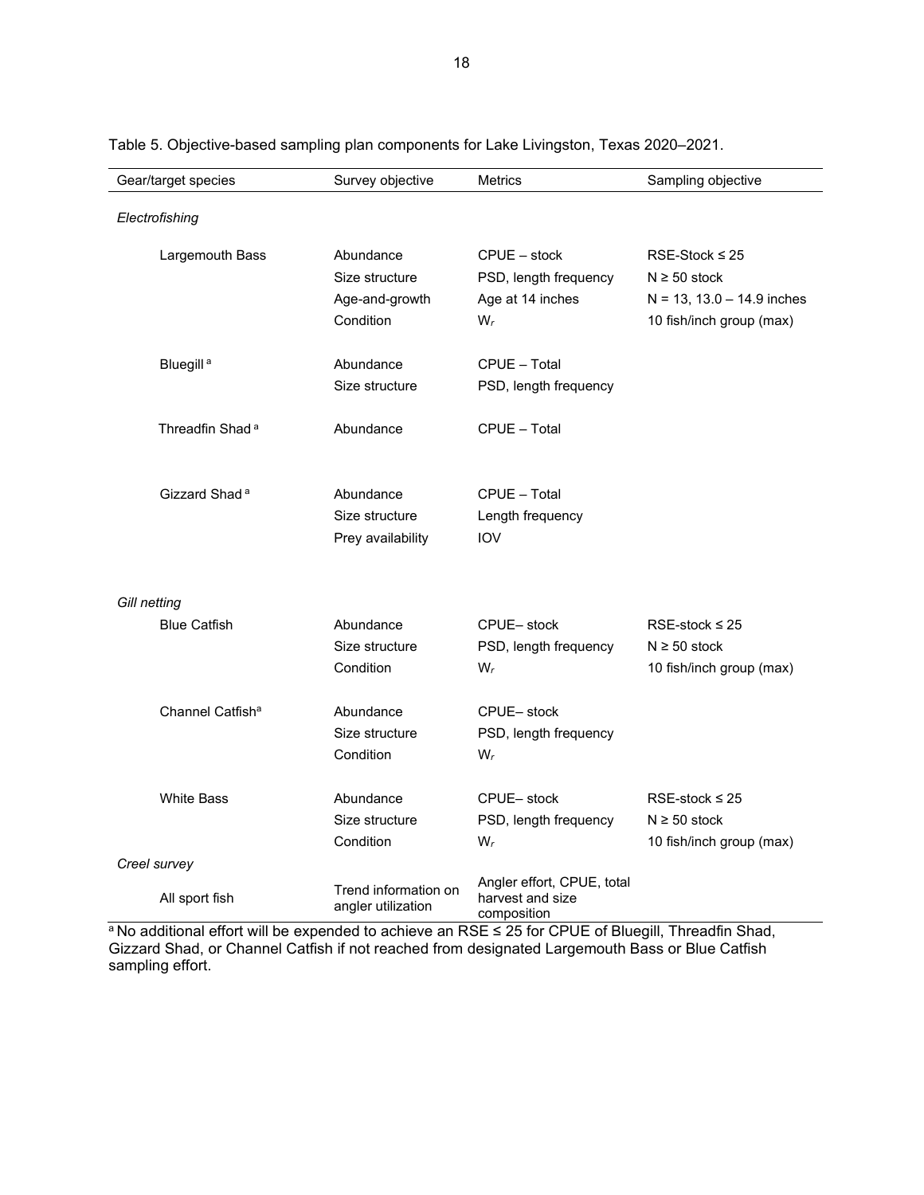Table 5. Objective-based sampling plan components for Lake Livingston, Texas 2020–2021.

| Gear/target species | Survey objective | Metrics | Sampling objective |
|---|---|---|---|
| *Electrofishing* | | | |
| Largemouth Bass | Abundance | CPUE – stock | RSE-Stock ≤ 25 |
| | Size structure | PSD, length frequency | N ≥ 50 stock |
| | Age-and-growth | Age at 14 inches | N = 13, 13.0 – 14.9 inches |
| | Condition | $W_r$ | 10 fish/inch group (max) |
| Bluegill [a] | Abundance | CPUE – Total | |
| | Size structure | PSD, length frequency | |
| Threadfin Shad [a] | Abundance | CPUE – Total | |
| Gizzard Shad [a] | Abundance | CPUE – Total | |
| | Size structure | Length frequency | |
| | Prey availability | IOV | |
| *Gill netting* | | | |
| Blue Catfish | Abundance | CPUE– stock | RSE-stock ≤ 25 |
| | Size structure | PSD, length frequency | N ≥ 50 stock |
| | Condition | $W_r$ | 10 fish/inch group (max) |
| Channel Catfish[a] | Abundance | CPUE– stock | |
| | Size structure | PSD, length frequency | |
| | Condition | $W_r$ | |
| White Bass | Abundance | CPUE– stock | RSE-stock ≤ 25 |
| | Size structure | PSD, length frequency | N ≥ 50 stock |
| | Condition | $W_r$ | 10 fish/inch group (max) |
| *Creel survey* | | | |
| All sport fish | Trend information on angler utilization | Angler effort, CPUE, total harvest and size composition | |

[a] No additional effort will be expended to achieve an RSE ≤ 25 for CPUE of Bluegill, Threadfin Shad, Gizzard Shad, or Channel Catfish if not reached from designated Largemouth Bass or Blue Catfish sampling effort.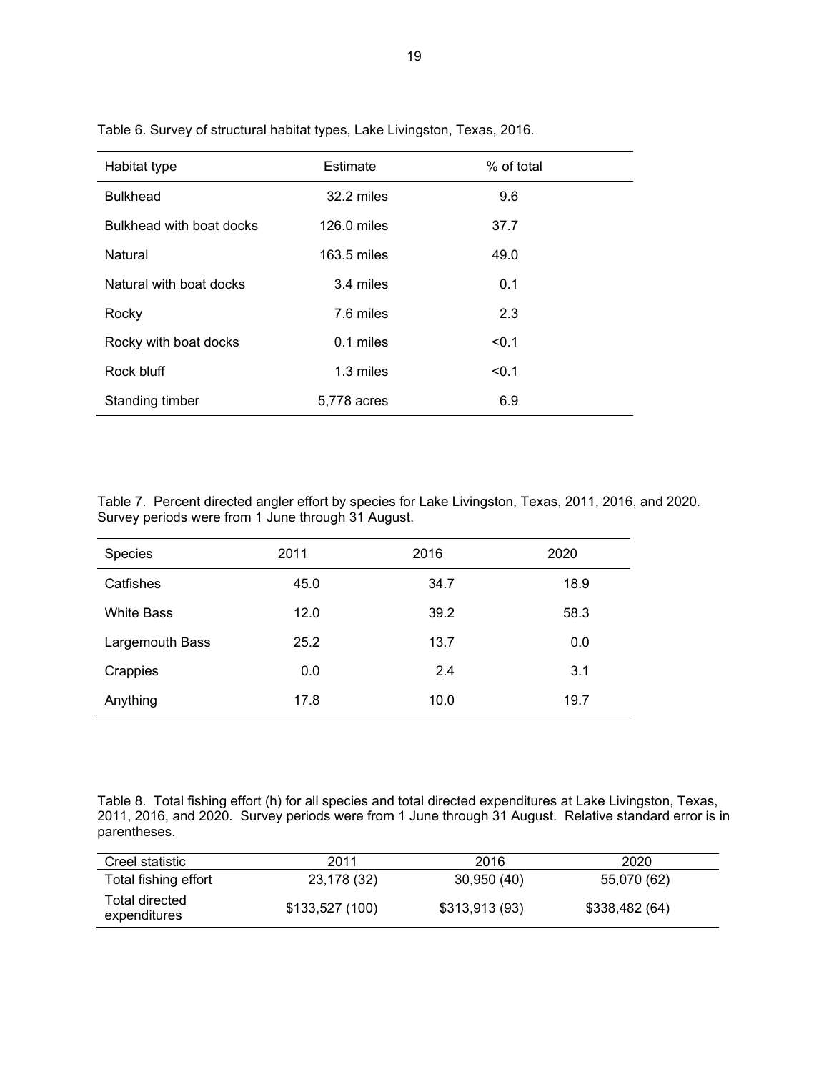Table 6. Survey of structural habitat types, Lake Livingston, Texas, 2016.

| Habitat type | Estimate | % of total |
|---|---|---|
| Bulkhead | 32.2 miles | 9.6 |
| Bulkhead with boat docks | 126.0 miles | 37.7 |
| Natural | 163.5 miles | 49.0 |
| Natural with boat docks | 3.4 miles | 0.1 |
| Rocky | 7.6 miles | 2.3 |
| Rocky with boat docks | 0.1 miles | <0.1 |
| Rock bluff | 1.3 miles | <0.1 |
| Standing timber | 5,778 acres | 6.9 |

Table 7. Percent directed angler effort by species for Lake Livingston, Texas, 2011, 2016, and 2020. Survey periods were from 1 June through 31 August.

| Species | 2011 | 2016 | 2020 |
|---|---|---|---|
| Catfishes | 45.0 | 34.7 | 18.9 |
| White Bass | 12.0 | 39.2 | 58.3 |
| Largemouth Bass | 25.2 | 13.7 | 0.0 |
| Crappies | 0.0 | 2.4 | 3.1 |
| Anything | 17.8 | 10.0 | 19.7 |

Table 8. Total fishing effort (h) for all species and total directed expenditures at Lake Livingston, Texas, 2011, 2016, and 2020. Survey periods were from 1 June through 31 August. Relative standard error is in parentheses.

| Creel statistic | 2011 | 2016 | 2020 |
|---|---|---|---|
| Total fishing effort | 23,178 (32) | 30,950 (40) | 55,070 (62) |
| Total directed expenditures | $133,527 (100) | $313,913 (93) | $338,482 (64) |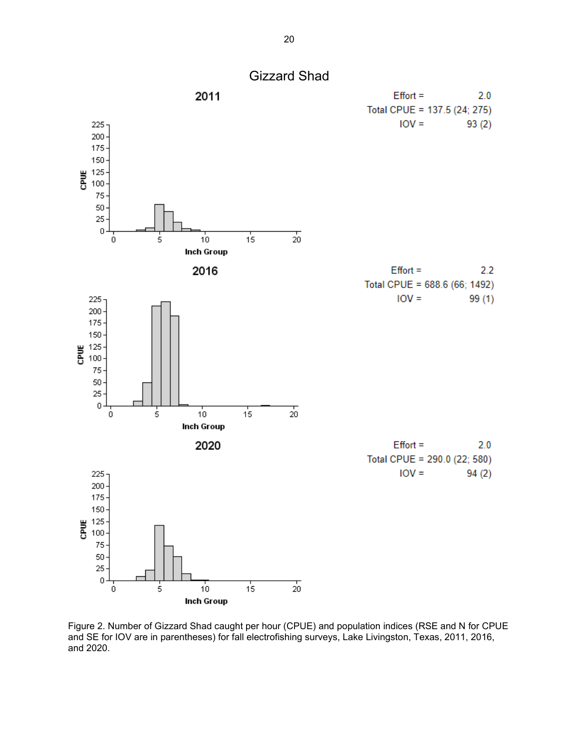## Gizzard Shad

**2011**

Effort = 2.0
Total CPUE = 137.5 (24; 275)
IOV = 93 (2)

**2016**

Effort = 2.2
Total CPUE = 688.6 (66; 1492)
IOV = 99 (1)

**2020**

Effort = 2.0
Total CPUE = 290.0 (22; 580)
IOV = 94 (2)

Figure 2. Number of Gizzard Shad caught per hour (CPUE) and population indices (RSE and N for CPUE and SE for IOV are in parentheses) for fall electrofishing surveys, Lake Livingston, Texas, 2011, 2016, and 2020.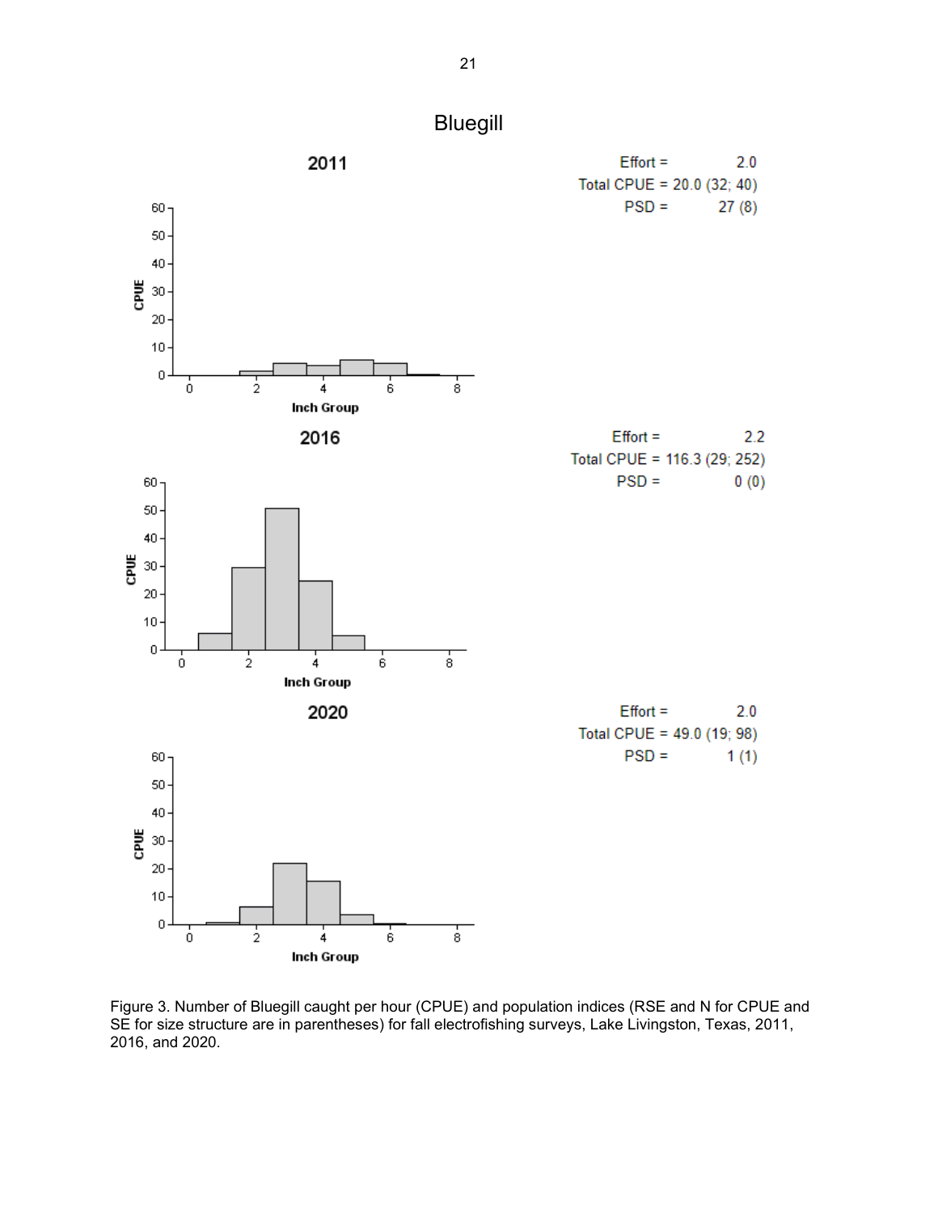# Bluegill

**2011**

Effort = 2.0
Total CPUE = 20.0 (32; 40)
PSD = 27 (8)

**2016**

Effort = 2.2
Total CPUE = 116.3 (29; 252)
PSD = 0 (0)

**2020**

Effort = 2.0
Total CPUE = 49.0 (19; 98)
PSD = 1 (1)

Figure 3. Number of Bluegill caught per hour (CPUE) and population indices (RSE and N for CPUE and SE for size structure are in parentheses) for fall electrofishing surveys, Lake Livingston, Texas, 2011, 2016, and 2020.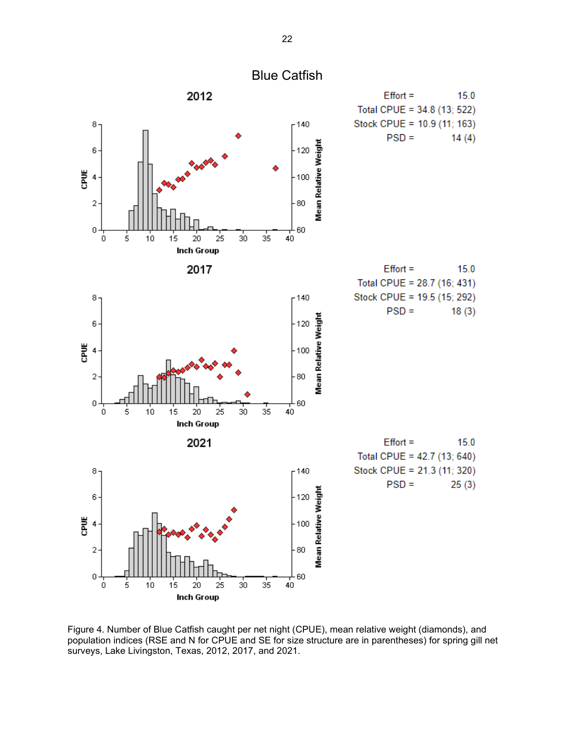# Blue Catfish

## 2012

Effort = 15.0
Total CPUE = 34.8 (13; 522)
Stock CPUE = 10.9 (11; 163)
PSD = 14 (4)

## 2017

Effort = 15.0
Total CPUE = 28.7 (16; 431)
Stock CPUE = 19.5 (15; 292)
PSD = 18 (3)

## 2021

Effort = 15.0
Total CPUE = 42.7 (13; 640)
Stock CPUE = 21.3 (11; 320)
PSD = 25 (3)

Figure 4. Number of Blue Catfish caught per net night (CPUE), mean relative weight (diamonds), and population indices (RSE and N for CPUE and SE for size structure are in parentheses) for spring gill net surveys, Lake Livingston, Texas, 2012, 2017, and 2021.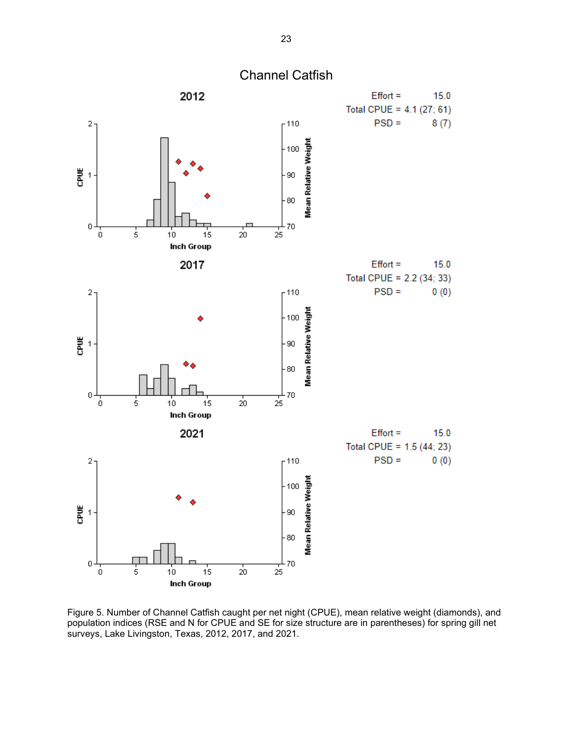## Channel Catfish

**2012**

Effort = 15.0
Total CPUE = 4.1 (27; 61)
PSD = 8 (7)

**2017**

Effort = 15.0
Total CPUE = 2.2 (34; 33)
PSD = 0 (0)

**2021**

Effort = 15.0
Total CPUE = 1.5 (44; 23)
PSD = 0 (0)

Figure 5. Number of Channel Catfish caught per net night (CPUE), mean relative weight (diamonds), and population indices (RSE and N for CPUE and SE for size structure are in parentheses) for spring gill net surveys, Lake Livingston, Texas, 2012, 2017, and 2021.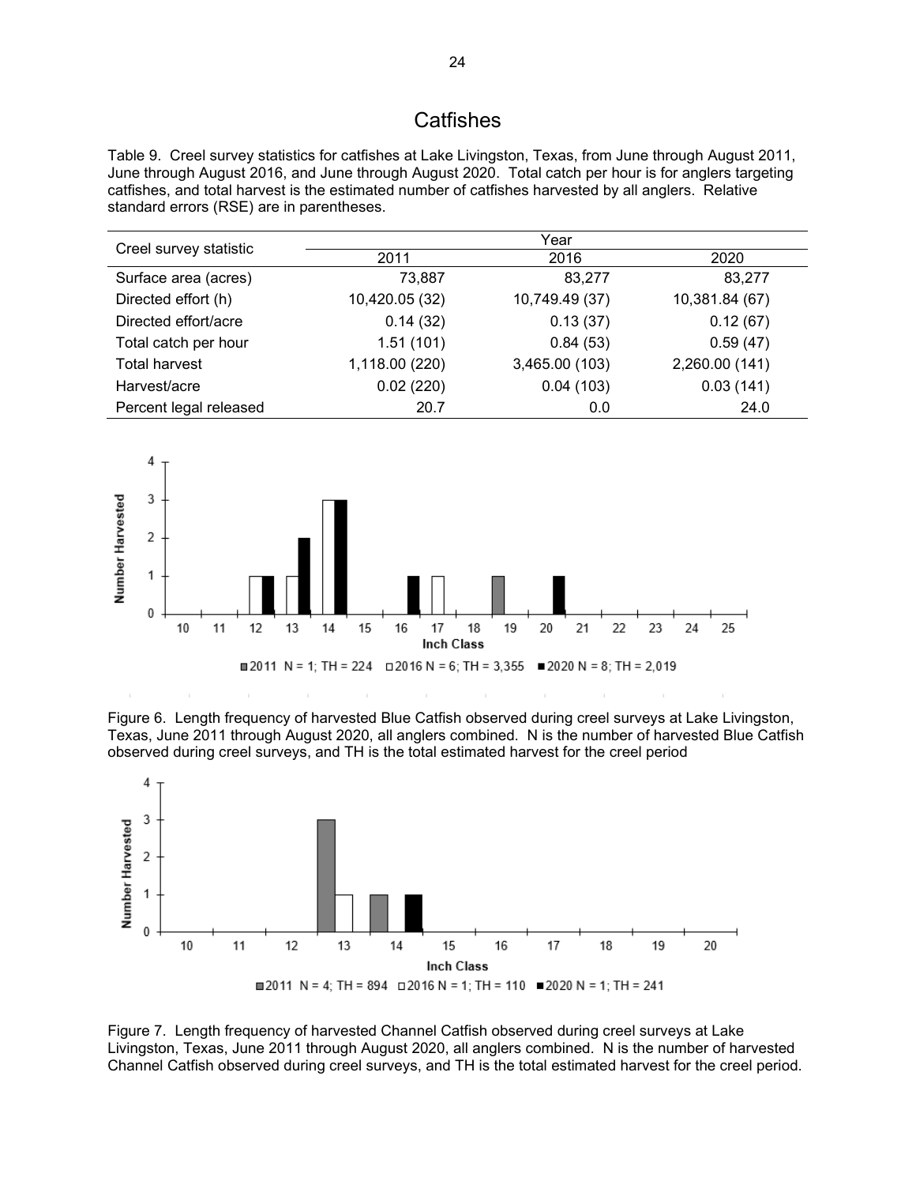# Catfishes

Table 9. Creel survey statistics for catfishes at Lake Livingston, Texas, from June through August 2011, June through August 2016, and June through August 2020. Total catch per hour is for anglers targeting catfishes, and total harvest is the estimated number of catfishes harvested by all anglers. Relative standard errors (RSE) are in parentheses.

| Creel survey statistic | Year | | |
|---|---|---|---|
| | 2011 | 2016 | 2020 |
| Surface area (acres) | 73,887 | 83,277 | 83,277 |
| Directed effort (h) | 10,420.05 (32) | 10,749.49 (37) | 10,381.84 (67) |
| Directed effort/acre | 0.14 (32) | 0.13 (37) | 0.12 (67) |
| Total catch per hour | 1.51 (101) | 0.84 (53) | 0.59 (47) |
| Total harvest | 1,118.00 (220) | 3,465.00 (103) | 2,260.00 (141) |
| Harvest/acre | 0.02 (220) | 0.04 (103) | 0.03 (141) |
| Percent legal released | 20.7 | 0.0 | 24.0 |

Figure 6. Length frequency of harvested Blue Catfish observed during creel surveys at Lake Livingston, Texas, June 2011 through August 2020, all anglers combined. N is the number of harvested Blue Catfish observed during creel surveys, and TH is the total estimated harvest for the creel period

Figure 7. Length frequency of harvested Channel Catfish observed during creel surveys at Lake Livingston, Texas, June 2011 through August 2020, all anglers combined. N is the number of harvested Channel Catfish observed during creel surveys, and TH is the total estimated harvest for the creel period.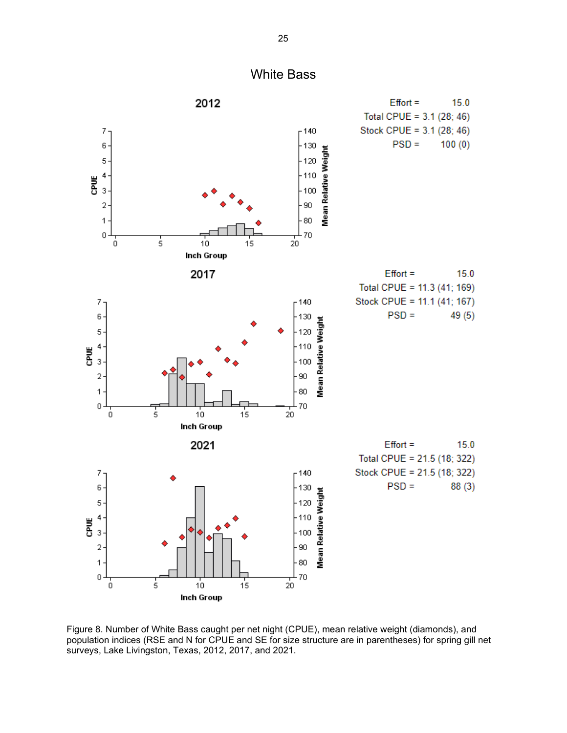# White Bass

## 2012

Effort = 15.0
Total CPUE = 3.1 (28; 46)
Stock CPUE = 3.1 (28; 46)
PSD = 100 (0)

## 2017

Effort = 15.0
Total CPUE = 11.3 (41; 169)
Stock CPUE = 11.1 (41; 167)
PSD = 49 (5)

## 2021

Effort = 15.0
Total CPUE = 21.5 (18; 322)
Stock CPUE = 21.5 (18; 322)
PSD = 88 (3)

Figure 8. Number of White Bass caught per net night (CPUE), mean relative weight (diamonds), and population indices (RSE and N for CPUE and SE for size structure are in parentheses) for spring gill net surveys, Lake Livingston, Texas, 2012, 2017, and 2021.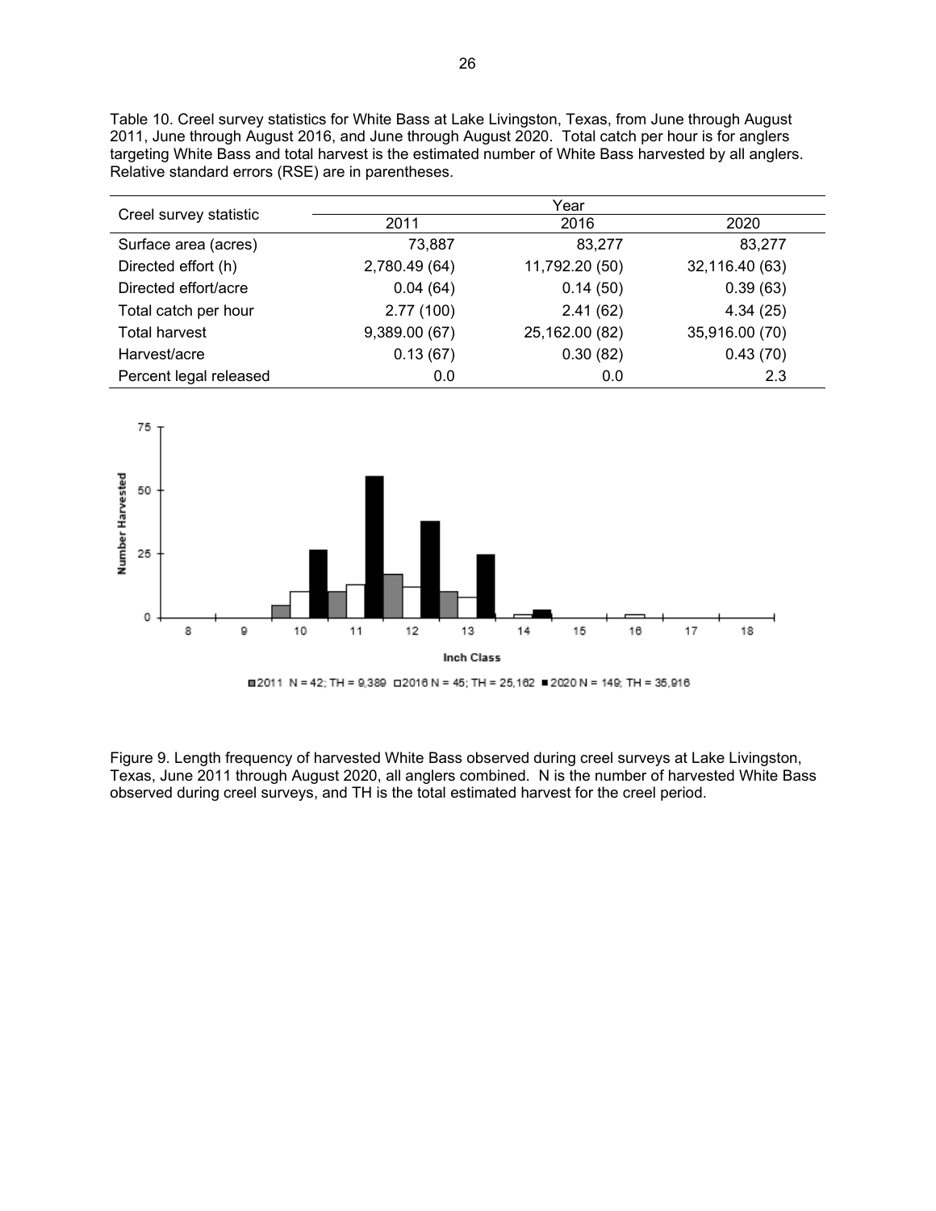Table 10. Creel survey statistics for White Bass at Lake Livingston, Texas, from June through August 2011, June through August 2016, and June through August 2020. Total catch per hour is for anglers targeting White Bass and total harvest is the estimated number of White Bass harvested by all anglers. Relative standard errors (RSE) are in parentheses.

| Creel survey statistic | Year | | |
|---|---|---|---|
| | 2011 | 2016 | 2020 |
| Surface area (acres) | 73,887 | 83,277 | 83,277 |
| Directed effort (h) | 2,780.49 (64) | 11,792.20 (50) | 32,116.40 (63) |
| Directed effort/acre | 0.04 (64) | 0.14 (50) | 0.39 (63) |
| Total catch per hour | 2.77 (100) | 2.41 (62) | 4.34 (25) |
| Total harvest | 9,389.00 (67) | 25,162.00 (82) | 35,916.00 (70) |
| Harvest/acre | 0.13 (67) | 0.30 (82) | 0.43 (70) |
| Percent legal released | 0.0 | 0.0 | 2.3 |

Figure 9. Length frequency of harvested White Bass observed during creel surveys at Lake Livingston, Texas, June 2011 through August 2020, all anglers combined. N is the number of harvested White Bass observed during creel surveys, and TH is the total estimated harvest for the creel period.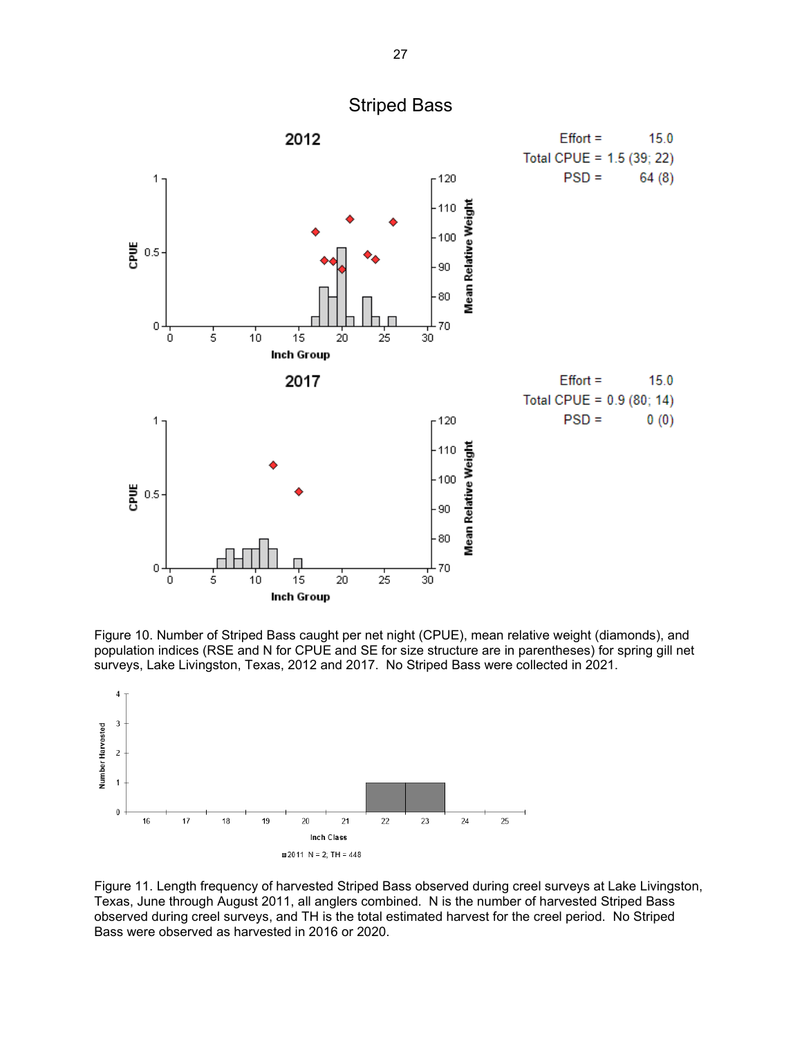# Striped Bass

**2012**

Effort = 15.0
Total CPUE = 1.5 (39; 22)
PSD = 64 (8)

**2017**

Effort = 15.0
Total CPUE = 0.9 (80; 14)
PSD = 0 (0)

Figure 10. Number of Striped Bass caught per net night (CPUE), mean relative weight (diamonds), and population indices (RSE and N for CPUE and SE for size structure are in parentheses) for spring gill net surveys, Lake Livingston, Texas, 2012 and 2017. No Striped Bass were collected in 2021.

2011 N = 2; TH = 448

Figure 11. Length frequency of harvested Striped Bass observed during creel surveys at Lake Livingston, Texas, June through August 2011, all anglers combined. N is the number of harvested Striped Bass observed during creel surveys, and TH is the total estimated harvest for the creel period. No Striped Bass were observed as harvested in 2016 or 2020.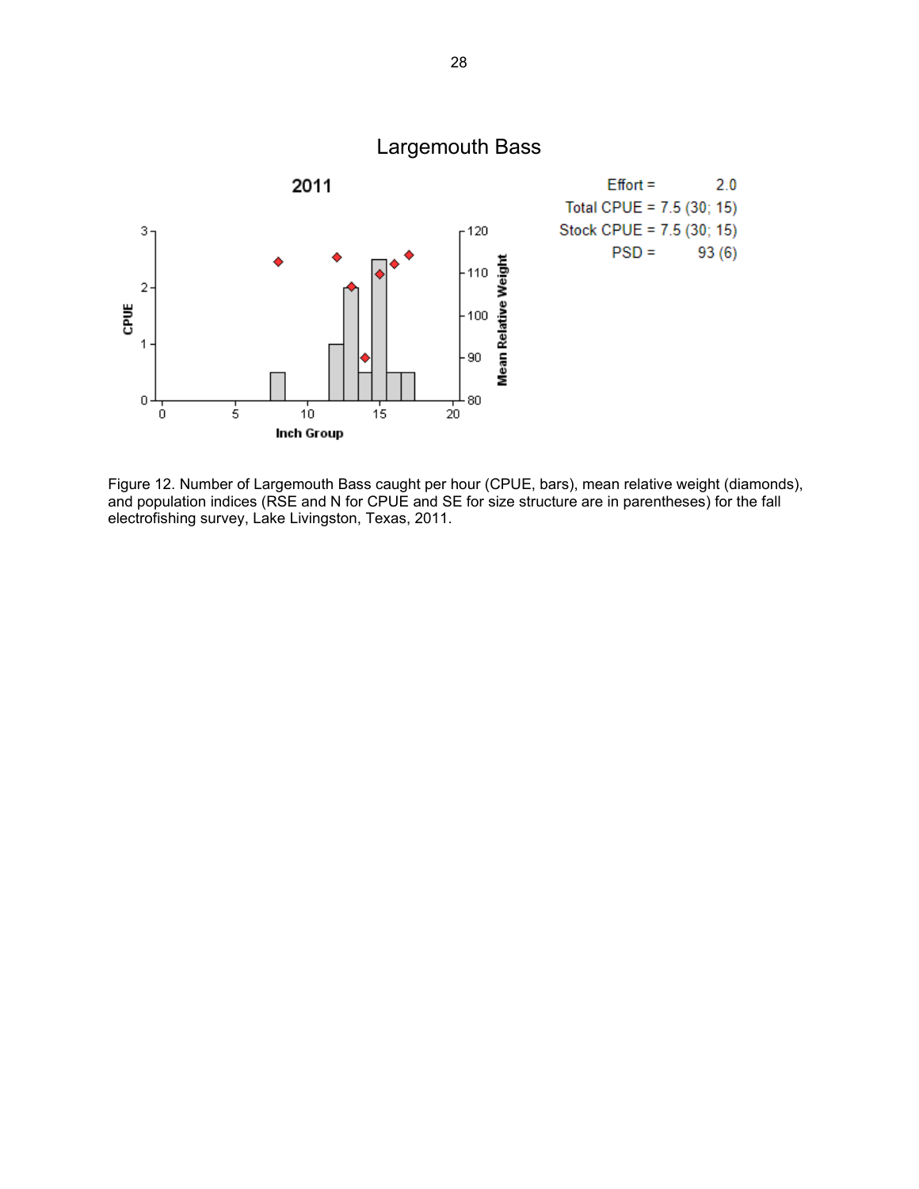Largemouth Bass

2011

Effort = 2.0
Total CPUE = 7.5 (30; 15)
Stock CPUE = 7.5 (30; 15)
PSD = 93 (6)

Figure 12. Number of Largemouth Bass caught per hour (CPUE, bars), mean relative weight (diamonds), and population indices (RSE and N for CPUE and SE for size structure are in parentheses) for the fall electrofishing survey, Lake Livingston, Texas, 2011.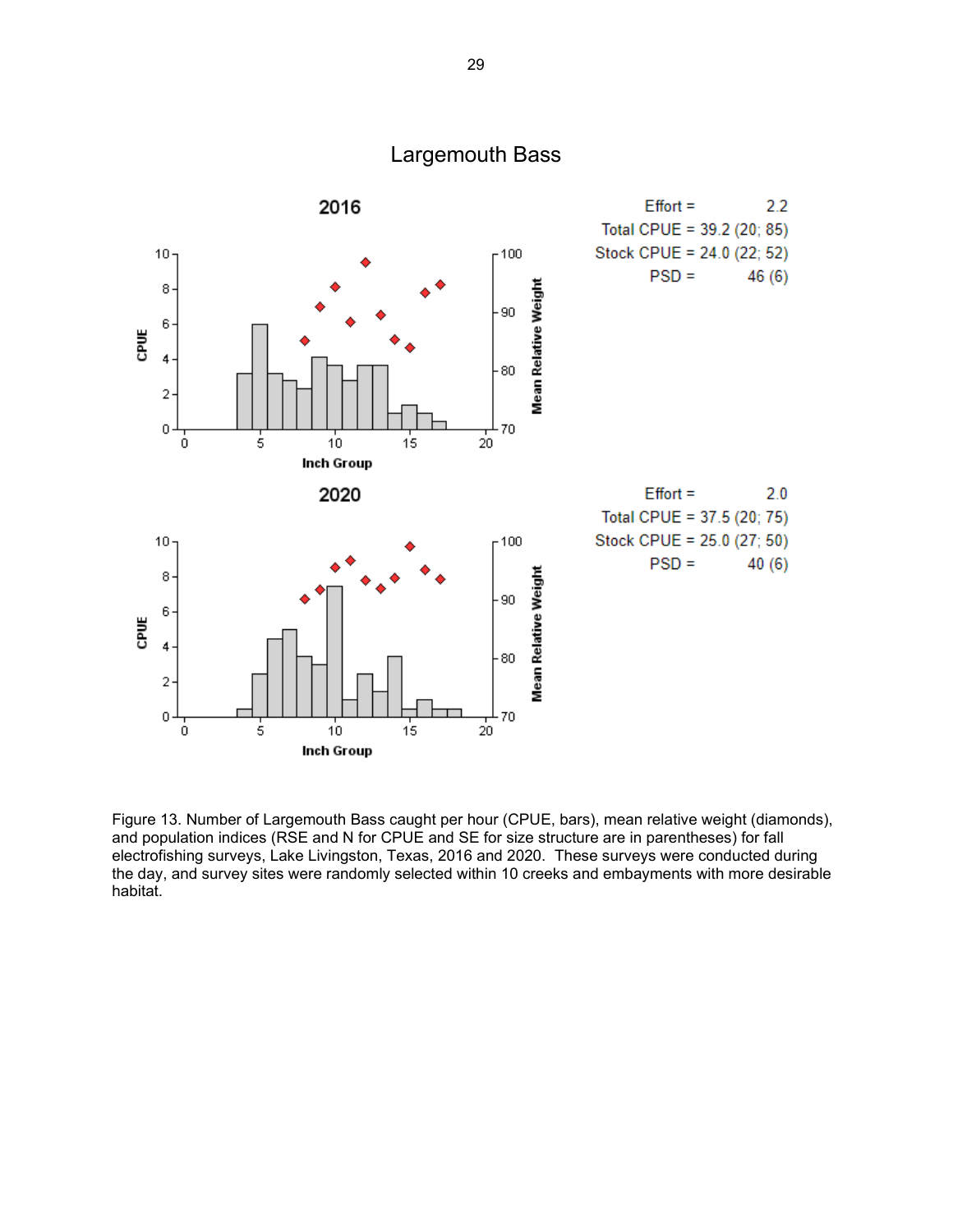# Largemouth Bass

## 2016

Effort = 2.2
Total CPUE = 39.2 (20; 85)
Stock CPUE = 24.0 (22; 52)
PSD = 46 (6)

## 2020

Effort = 2.0
Total CPUE = 37.5 (20; 75)
Stock CPUE = 25.0 (27; 50)
PSD = 40 (6)

Figure 13. Number of Largemouth Bass caught per hour (CPUE, bars), mean relative weight (diamonds), and population indices (RSE and N for CPUE and SE for size structure are in parentheses) for fall electrofishing surveys, Lake Livingston, Texas, 2016 and 2020. These surveys were conducted during the day, and survey sites were randomly selected within 10 creeks and embayments with more desirable habitat.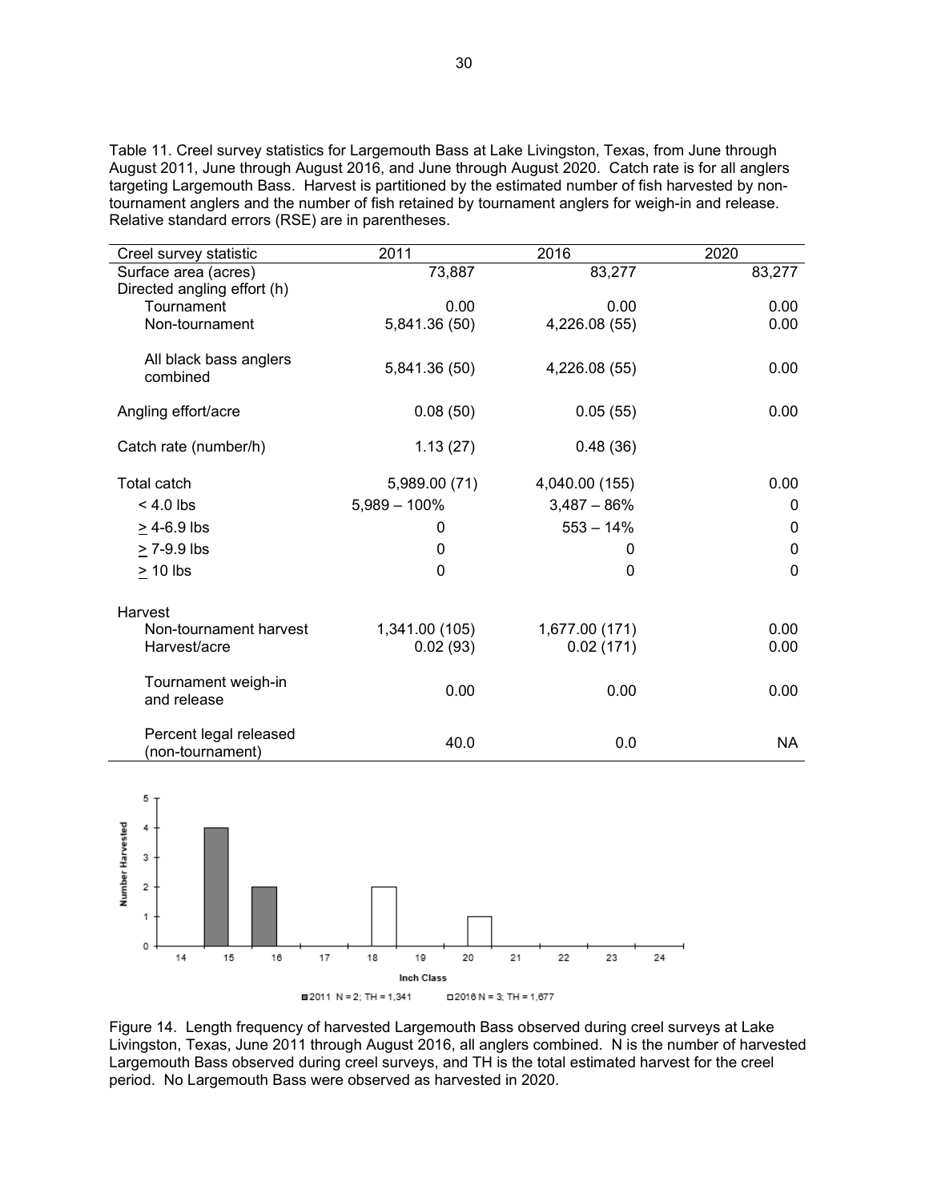Table 11. Creel survey statistics for Largemouth Bass at Lake Livingston, Texas, from June through August 2011, June through August 2016, and June through August 2020. Catch rate is for all anglers targeting Largemouth Bass. Harvest is partitioned by the estimated number of fish harvested by non-tournament anglers and the number of fish retained by tournament anglers for weigh-in and release. Relative standard errors (RSE) are in parentheses.

| Creel survey statistic | 2011 | 2016 | 2020 |
|---|---|---|---|
| Surface area (acres) | 73,887 | 83,277 | 83,277 |
| Directed angling effort (h) | | | |
| Tournament | 0.00 | 0.00 | 0.00 |
| Non-tournament | 5,841.36 (50) | 4,226.08 (55) | 0.00 |
| All black bass anglers combined | 5,841.36 (50) | 4,226.08 (55) | 0.00 |
| Angling effort/acre | 0.08 (50) | 0.05 (55) | 0.00 |
| Catch rate (number/h) | 1.13 (27) | 0.48 (36) | |
| Total catch | 5,989.00 (71) | 4,040.00 (155) | 0.00 |
| < 4.0 lbs | 5,989 – 100% | 3,487 – 86% | 0 |
| ≥ 4-6.9 lbs | 0 | 553 – 14% | 0 |
| ≥ 7-9.9 lbs | 0 | 0 | 0 |
| ≥ 10 lbs | 0 | 0 | 0 |
| Harvest | | | |
| Non-tournament harvest | 1,341.00 (105) | 1,677.00 (171) | 0.00 |
| Harvest/acre | 0.02 (93) | 0.02 (171) | 0.00 |
| Tournament weigh-in and release | 0.00 | 0.00 | 0.00 |
| Percent legal released (non-tournament) | 40.0 | 0.0 | NA |

Figure 14. Length frequency of harvested Largemouth Bass observed during creel surveys at Lake Livingston, Texas, June 2011 through August 2016, all anglers combined. N is the number of harvested Largemouth Bass observed during creel surveys, and TH is the total estimated harvest for the creel period. No Largemouth Bass were observed as harvested in 2020.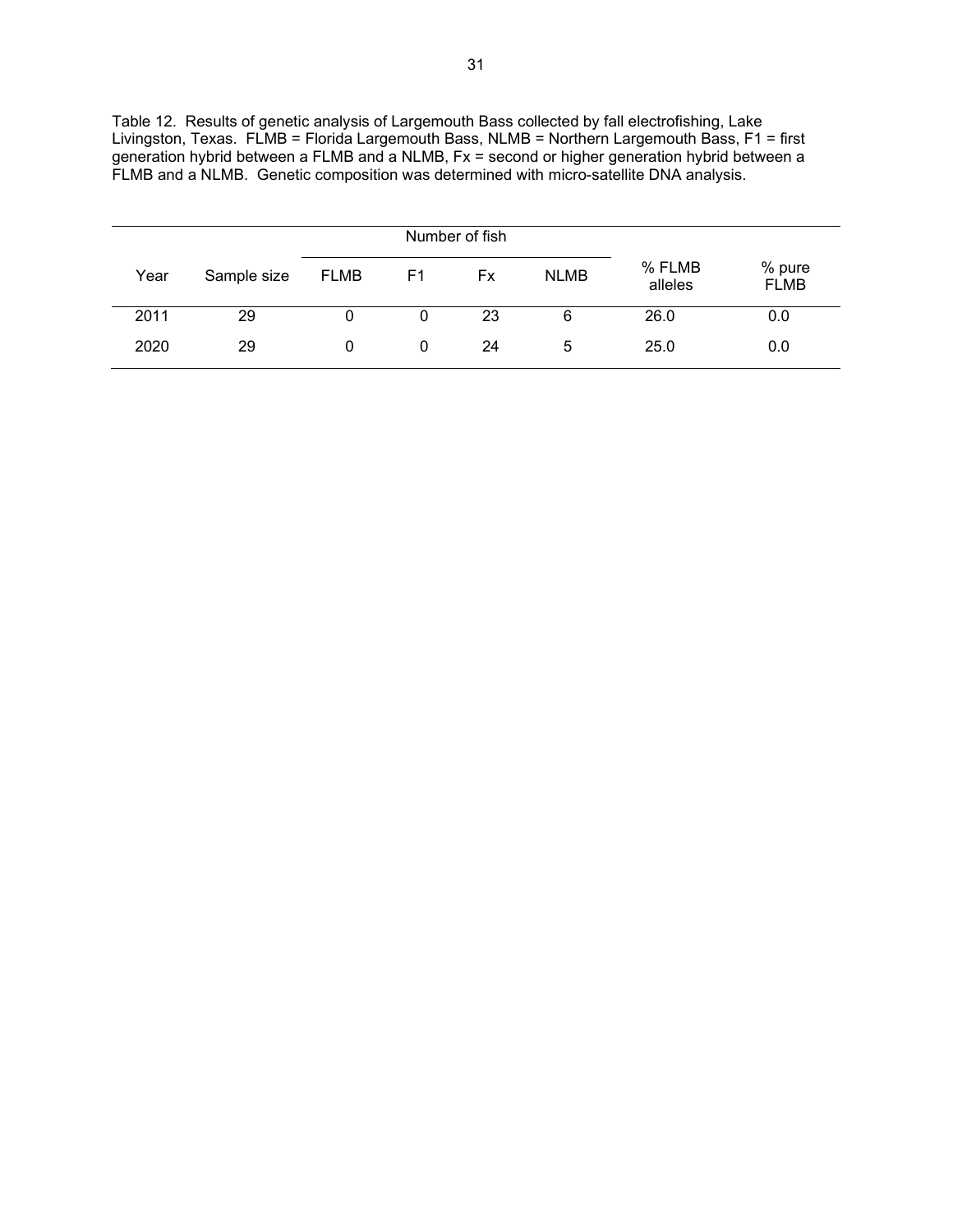Table 12. Results of genetic analysis of Largemouth Bass collected by fall electrofishing, Lake Livingston, Texas. FLMB = Florida Largemouth Bass, NLMB = Northern Largemouth Bass, F1 = first generation hybrid between a FLMB and a NLMB, Fx = second or higher generation hybrid between a FLMB and a NLMB. Genetic composition was determined with micro-satellite DNA analysis.

| Year | Sample size | Number of fish | | | | % FLMB alleles | % pure FLMB |
|---|---|---|---|---|---|---|---|
| | | FLMB | F1 | Fx | NLMB | | |
| 2011 | 29 | 0 | 0 | 23 | 6 | 26.0 | 0.0 |
| 2020 | 29 | 0 | 0 | 24 | 5 | 25.0 | 0.0 |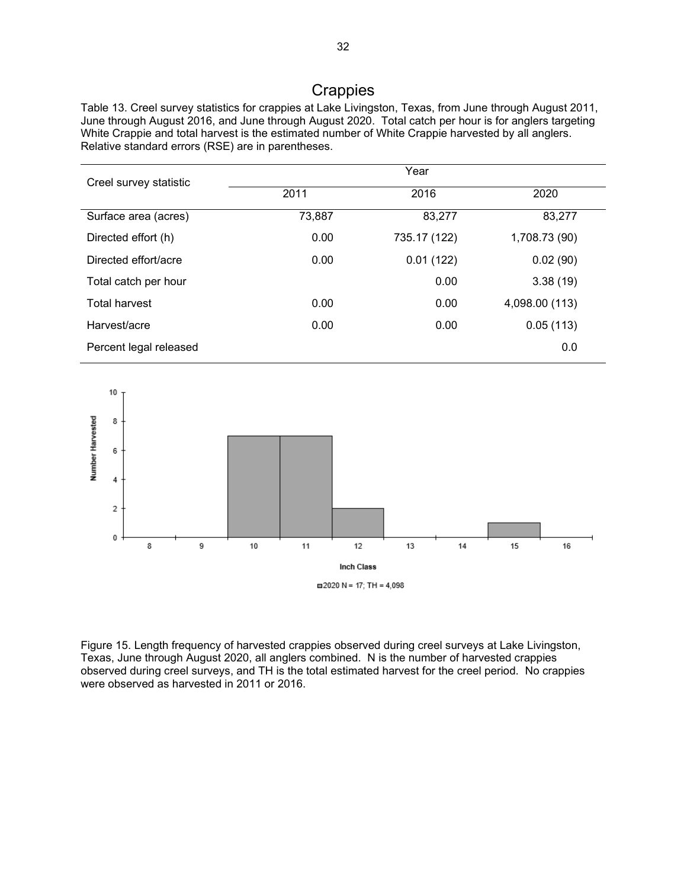# Crappies

Table 13. Creel survey statistics for crappies at Lake Livingston, Texas, from June through August 2011, June through August 2016, and June through August 2020. Total catch per hour is for anglers targeting White Crappie and total harvest is the estimated number of White Crappie harvested by all anglers. Relative standard errors (RSE) are in parentheses.

| Creel survey statistic | Year | | |
|---|---|---|---|
| | 2011 | 2016 | 2020 |
| Surface area (acres) | 73,887 | 83,277 | 83,277 |
| Directed effort (h) | 0.00 | 735.17 (122) | 1,708.73 (90) |
| Directed effort/acre | 0.00 | 0.01 (122) | 0.02 (90) |
| Total catch per hour | | 0.00 | 3.38 (19) |
| Total harvest | 0.00 | 0.00 | 4,098.00 (113) |
| Harvest/acre | 0.00 | 0.00 | 0.05 (113) |
| Percent legal released | | | 0.0 |

Figure 15. Length frequency of harvested crappies observed during creel surveys at Lake Livingston, Texas, June through August 2020, all anglers combined. N is the number of harvested crappies observed during creel surveys, and TH is the total estimated harvest for the creel period. No crappies were observed as harvested in 2011 or 2016.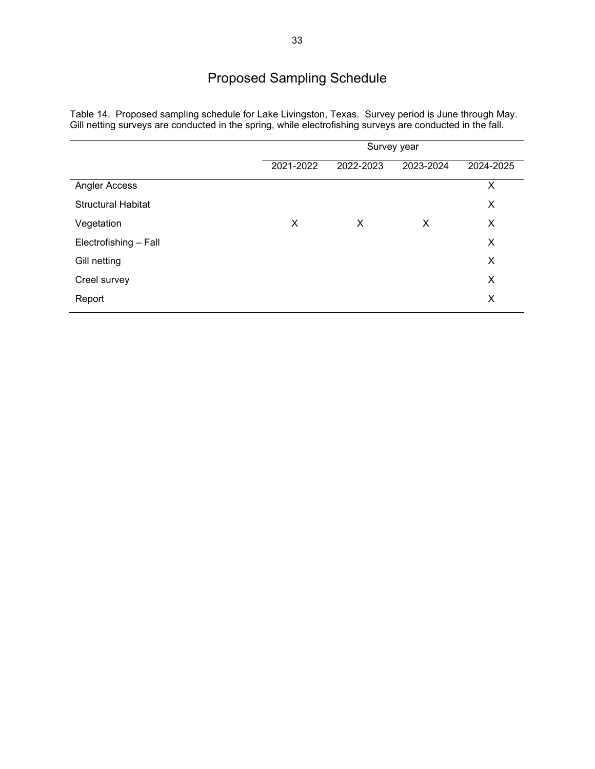# Proposed Sampling Schedule

Table 14. Proposed sampling schedule for Lake Livingston, Texas. Survey period is June through May. Gill netting surveys are conducted in the spring, while electrofishing surveys are conducted in the fall.

| | Survey year | | | |
|---|---|---|---|---|
| | 2021-2022 | 2022-2023 | 2023-2024 | 2024-2025 |
| Angler Access | | | | X |
| Structural Habitat | | | | X |
| Vegetation | X | X | X | X |
| Electrofishing – Fall | | | | X |
| Gill netting | | | | X |
| Creel survey | | | | X |
| Report | | | | X |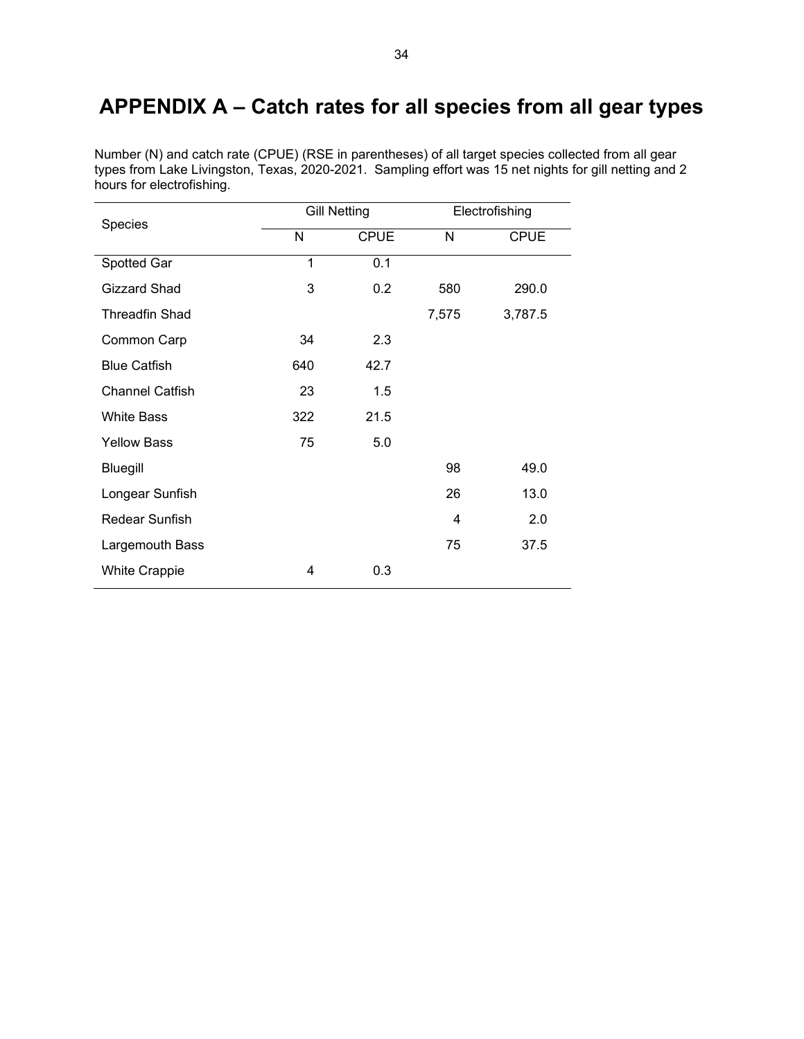# APPENDIX A – Catch rates for all species from all gear types

Number (N) and catch rate (CPUE) (RSE in parentheses) of all target species collected from all gear types from Lake Livingston, Texas, 2020-2021. Sampling effort was 15 net nights for gill netting and 2 hours for electrofishing.

| Species | Gill Netting | | Electrofishing | |
|---|---|---|---|---|
| | N | CPUE | N | CPUE |
| Spotted Gar | 1 | 0.1 | | |
| Gizzard Shad | 3 | 0.2 | 580 | 290.0 |
| Threadfin Shad | | | 7,575 | 3,787.5 |
| Common Carp | 34 | 2.3 | | |
| Blue Catfish | 640 | 42.7 | | |
| Channel Catfish | 23 | 1.5 | | |
| White Bass | 322 | 21.5 | | |
| Yellow Bass | 75 | 5.0 | | |
| Bluegill | | | 98 | 49.0 |
| Longear Sunfish | | | 26 | 13.0 |
| Redear Sunfish | | | 4 | 2.0 |
| Largemouth Bass | | | 75 | 37.5 |
| White Crappie | 4 | 0.3 | | |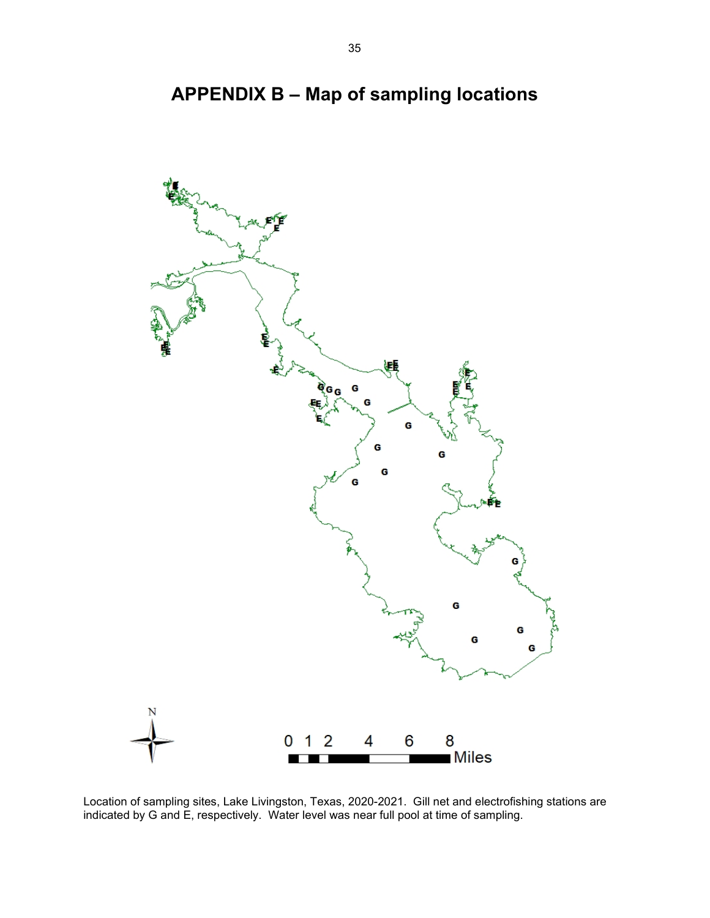# APPENDIX B – Map of sampling locations

Location of sampling sites, Lake Livingston, Texas, 2020-2021. Gill net and electrofishing stations are indicated by G and E, respectively. Water level was near full pool at time of sampling.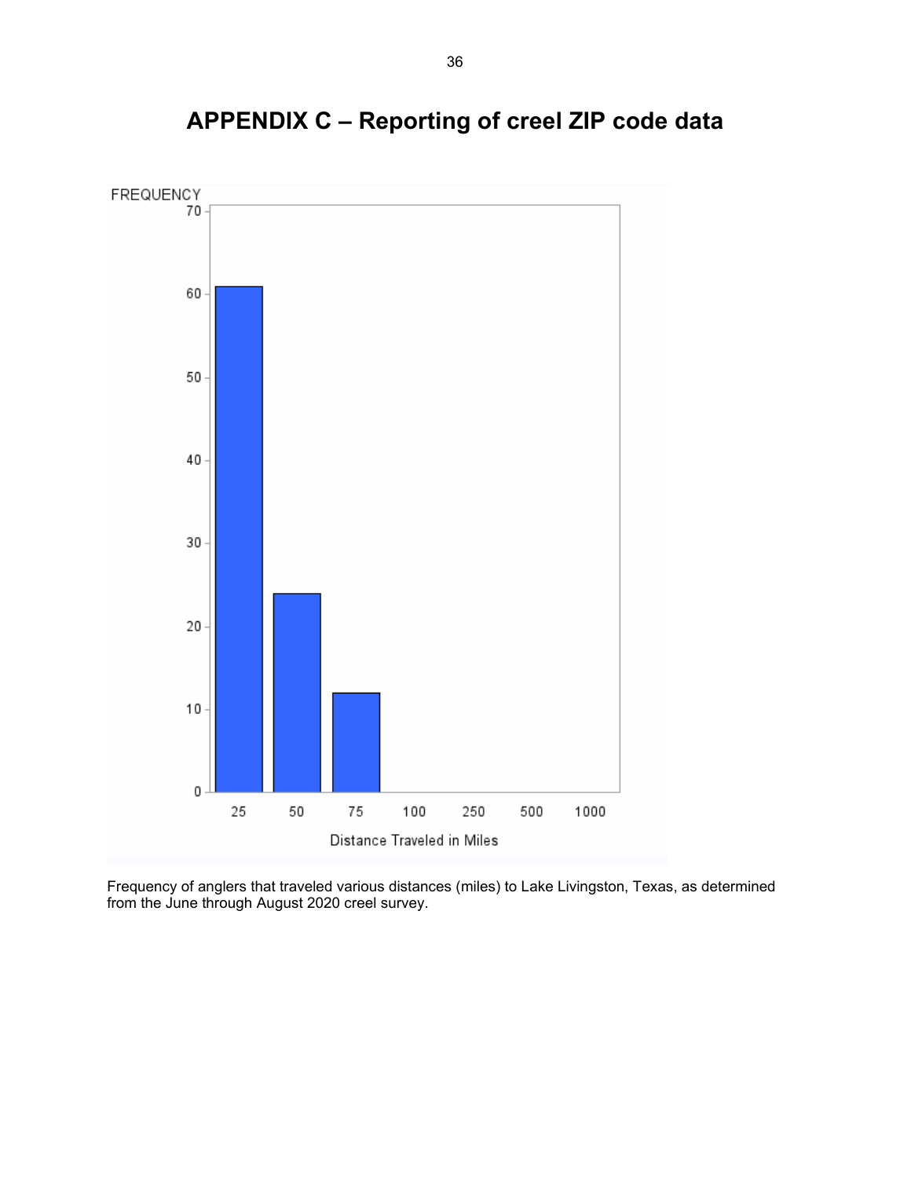# APPENDIX C – Reporting of creel ZIP code data

Frequency of anglers that traveled various distances (miles) to Lake Livingston, Texas, as determined from the June through August 2020 creel survey.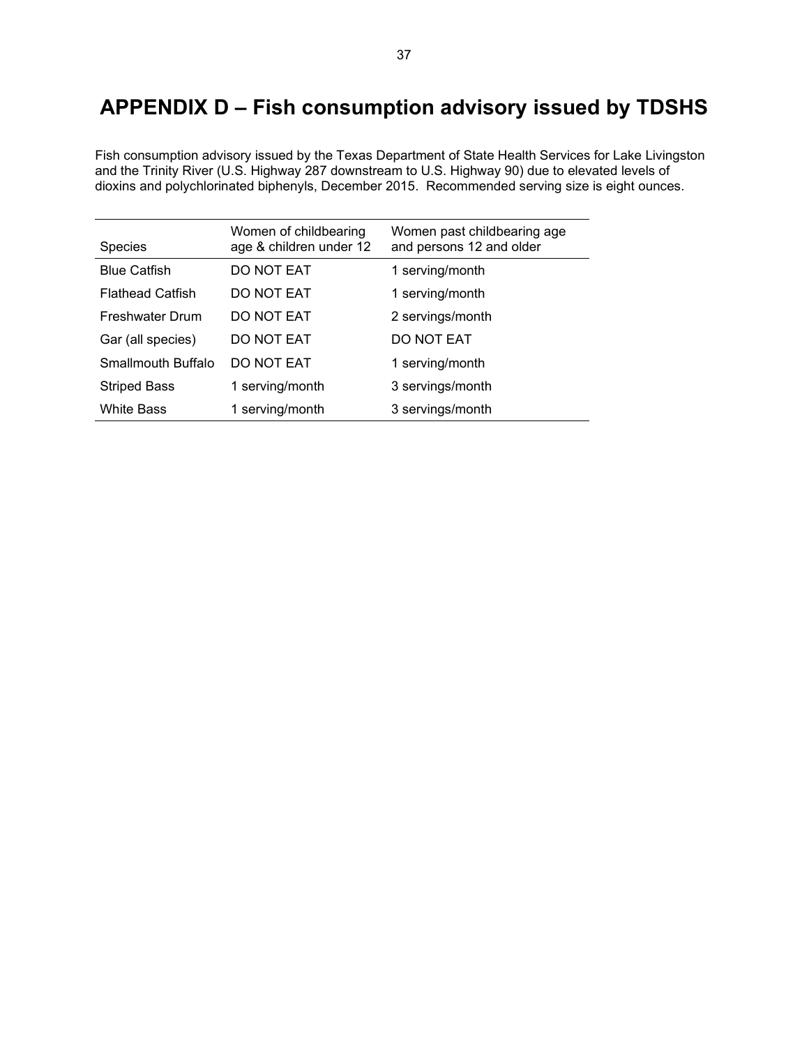# APPENDIX D – Fish consumption advisory issued by TDSHS

Fish consumption advisory issued by the Texas Department of State Health Services for Lake Livingston and the Trinity River (U.S. Highway 287 downstream to U.S. Highway 90) due to elevated levels of dioxins and polychlorinated biphenyls, December 2015. Recommended serving size is eight ounces.

| Species | Women of childbearing age & children under 12 | Women past childbearing age and persons 12 and older |
|---|---|---|
| Blue Catfish | DO NOT EAT | 1 serving/month |
| Flathead Catfish | DO NOT EAT | 1 serving/month |
| Freshwater Drum | DO NOT EAT | 2 servings/month |
| Gar (all species) | DO NOT EAT | DO NOT EAT |
| Smallmouth Buffalo | DO NOT EAT | 1 serving/month |
| Striped Bass | 1 serving/month | 3 servings/month |
| White Bass | 1 serving/month | 3 servings/month |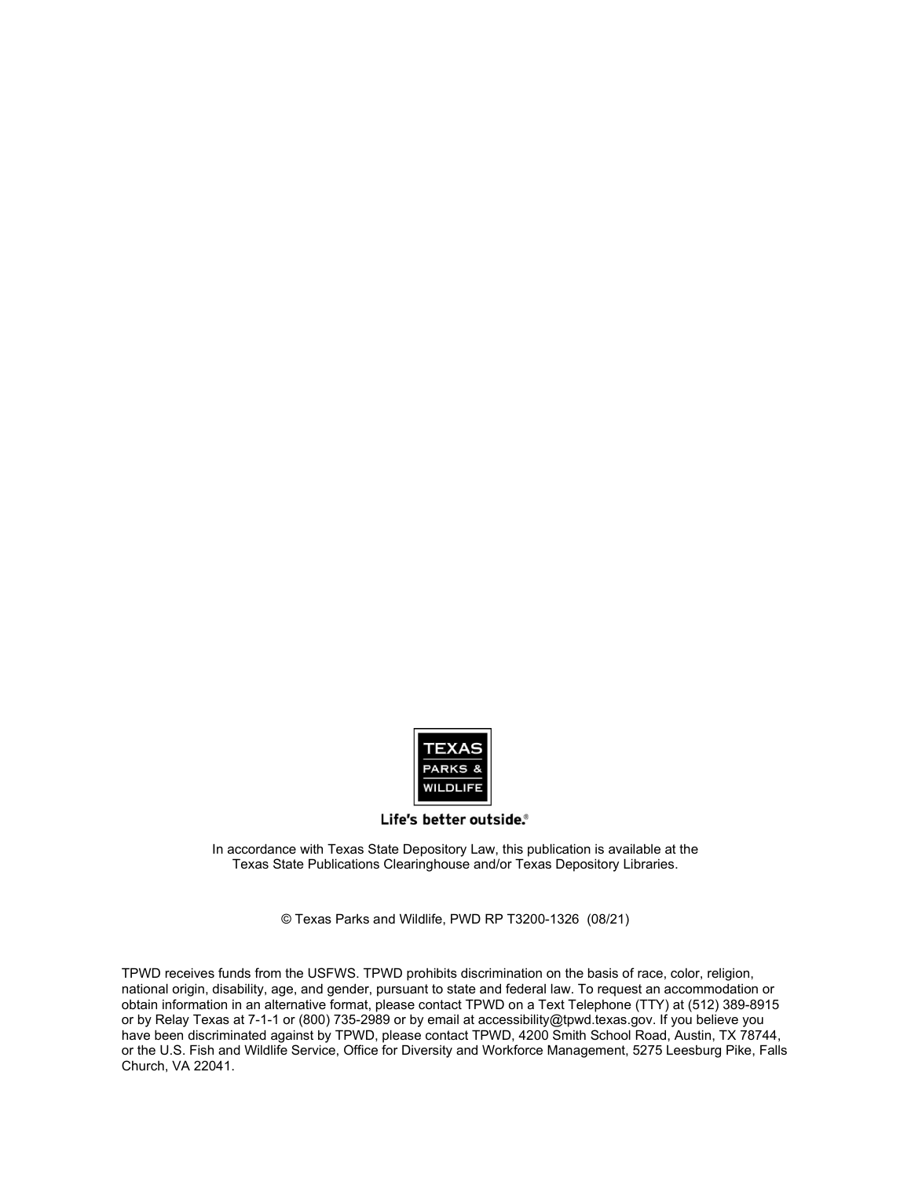TEXAS PARKS & WILDLIFE

Life's better outside.®

In accordance with Texas State Depository Law, this publication is available at the Texas State Publications Clearinghouse and/or Texas Depository Libraries.

© Texas Parks and Wildlife, PWD RP T3200-1326 (08/21)

TPWD receives funds from the USFWS. TPWD prohibits discrimination on the basis of race, color, religion, national origin, disability, age, and gender, pursuant to state and federal law. To request an accommodation or obtain information in an alternative format, please contact TPWD on a Text Telephone (TTY) at (512) 389-8915 or by Relay Texas at 7-1-1 or (800) 735-2989 or by email at accessibility@tpwd.texas.gov. If you believe you have been discriminated against by TPWD, please contact TPWD, 4200 Smith School Road, Austin, TX 78744, or the U.S. Fish and Wildlife Service, Office for Diversity and Workforce Management, 5275 Leesburg Pike, Falls Church, VA 22041.